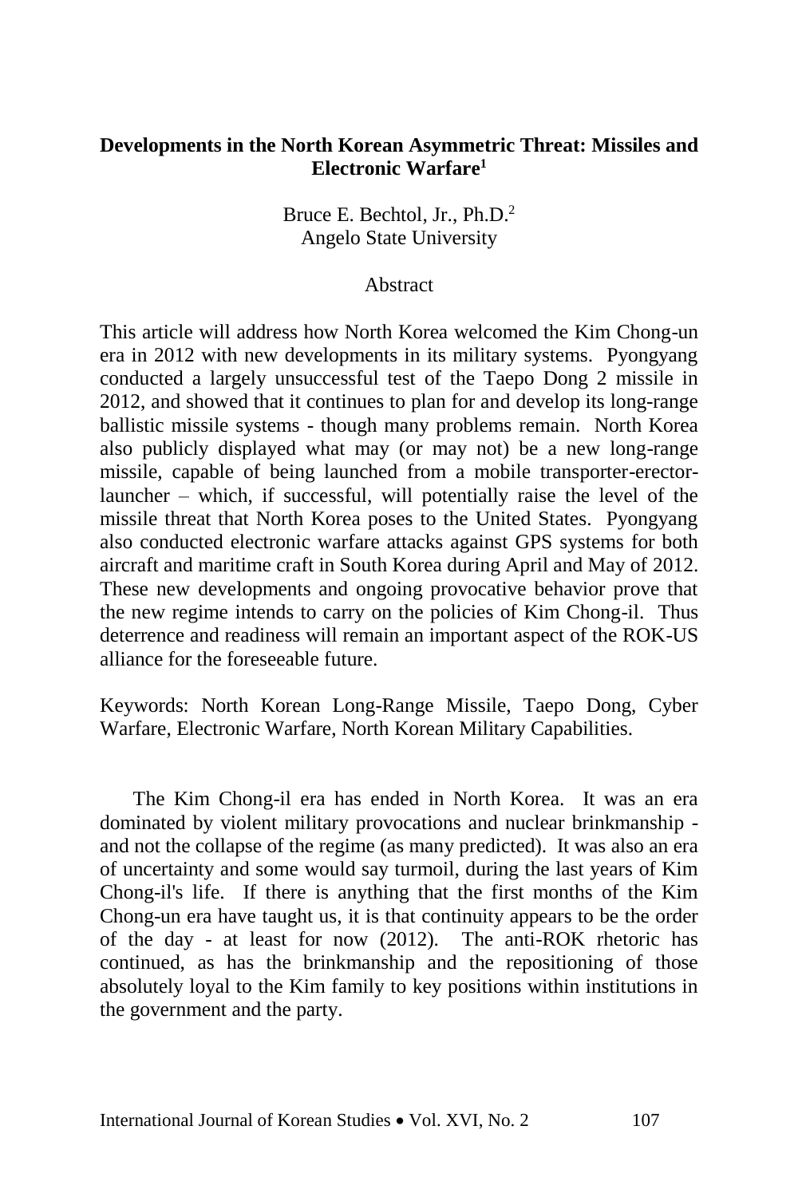# Developments in the North Korean Asymmetric Threat: Missiles and Electronic Warfare[1]

Bruce E. Bechtol, Jr., Ph.D.[2]
Angelo State University

## Abstract

This article will address how North Korea welcomed the Kim Chong-un era in 2012 with new developments in its military systems. Pyongyang conducted a largely unsuccessful test of the Taepo Dong 2 missile in 2012, and showed that it continues to plan for and develop its long-range ballistic missile systems - though many problems remain. North Korea also publicly displayed what may (or may not) be a new long-range missile, capable of being launched from a mobile transporter-erector-launcher – which, if successful, will potentially raise the level of the missile threat that North Korea poses to the United States. Pyongyang also conducted electronic warfare attacks against GPS systems for both aircraft and maritime craft in South Korea during April and May of 2012. These new developments and ongoing provocative behavior prove that the new regime intends to carry on the policies of Kim Chong-il. Thus deterrence and readiness will remain an important aspect of the ROK-US alliance for the foreseeable future.

Keywords: North Korean Long-Range Missile, Taepo Dong, Cyber Warfare, Electronic Warfare, North Korean Military Capabilities.

The Kim Chong-il era has ended in North Korea. It was an era dominated by violent military provocations and nuclear brinkmanship - and not the collapse of the regime (as many predicted). It was also an era of uncertainty and some would say turmoil, during the last years of Kim Chong-il's life. If there is anything that the first months of the Kim Chong-un era have taught us, it is that continuity appears to be the order of the day - at least for now (2012). The anti-ROK rhetoric has continued, as has the brinkmanship and the repositioning of those absolutely loyal to the Kim family to key positions within institutions in the government and the party.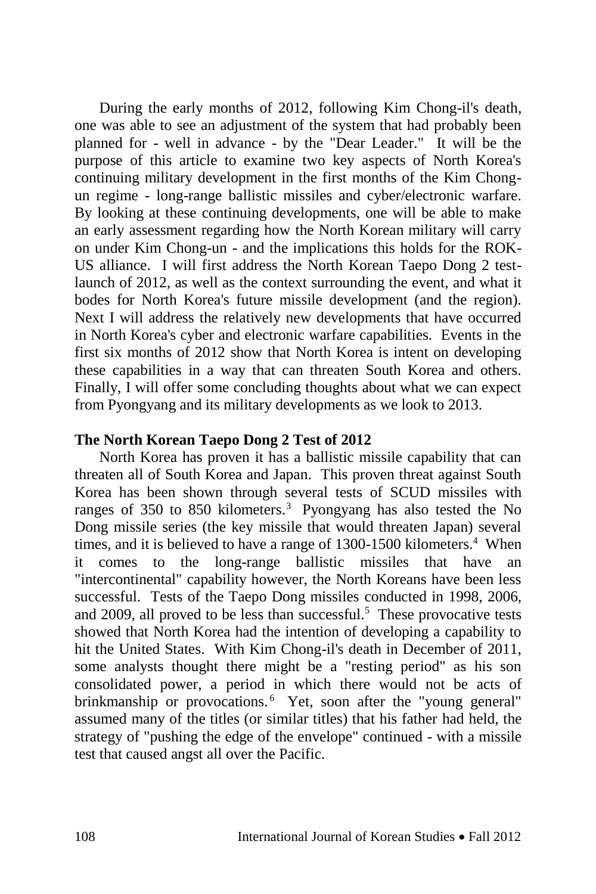During the early months of 2012, following Kim Chong-il's death, one was able to see an adjustment of the system that had probably been planned for - well in advance - by the "Dear Leader." It will be the purpose of this article to examine two key aspects of North Korea's continuing military development in the first months of the Kim Chong-un regime - long-range ballistic missiles and cyber/electronic warfare. By looking at these continuing developments, one will be able to make an early assessment regarding how the North Korean military will carry on under Kim Chong-un - and the implications this holds for the ROK-US alliance. I will first address the North Korean Taepo Dong 2 test-launch of 2012, as well as the context surrounding the event, and what it bodes for North Korea's future missile development (and the region). Next I will address the relatively new developments that have occurred in North Korea's cyber and electronic warfare capabilities. Events in the first six months of 2012 show that North Korea is intent on developing these capabilities in a way that can threaten South Korea and others. Finally, I will offer some concluding thoughts about what we can expect from Pyongyang and its military developments as we look to 2013.

**The North Korean Taepo Dong 2 Test of 2012**

North Korea has proven it has a ballistic missile capability that can threaten all of South Korea and Japan. This proven threat against South Korea has been shown through several tests of SCUD missiles with ranges of 350 to 850 kilometers.[3] Pyongyang has also tested the No Dong missile series (the key missile that would threaten Japan) several times, and it is believed to have a range of 1300-1500 kilometers.[4] When it comes to the long-range ballistic missiles that have an "intercontinental" capability however, the North Koreans have been less successful. Tests of the Taepo Dong missiles conducted in 1998, 2006, and 2009, all proved to be less than successful.[5] These provocative tests showed that North Korea had the intention of developing a capability to hit the United States. With Kim Chong-il's death in December of 2011, some analysts thought there might be a "resting period" as his son consolidated power, a period in which there would not be acts of brinkmanship or provocations.[6] Yet, soon after the "young general" assumed many of the titles (or similar titles) that his father had held, the strategy of "pushing the edge of the envelope" continued - with a missile test that caused angst all over the Pacific.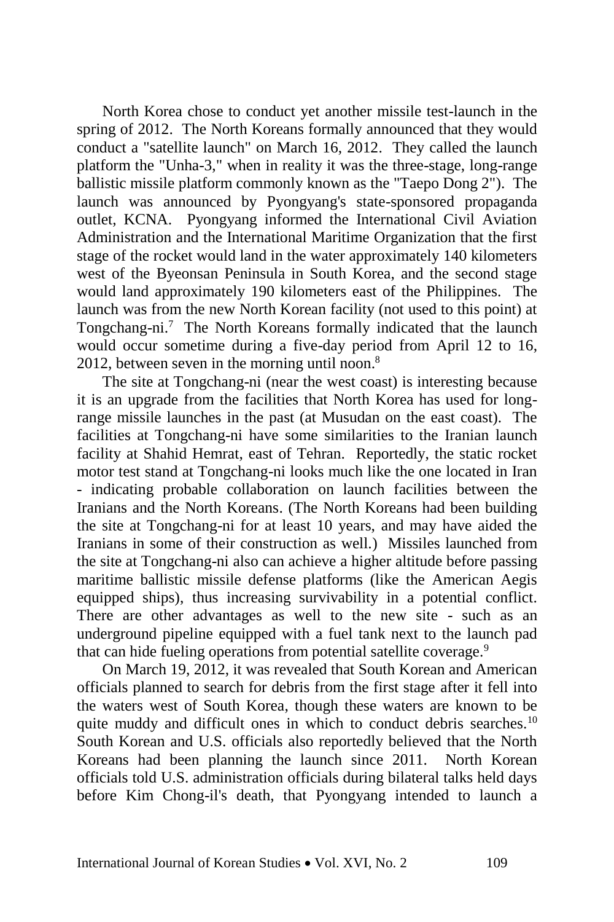North Korea chose to conduct yet another missile test-launch in the spring of 2012. The North Koreans formally announced that they would conduct a "satellite launch" on March 16, 2012. They called the launch platform the "Unha-3," when in reality it was the three-stage, long-range ballistic missile platform commonly known as the "Taepo Dong 2"). The launch was announced by Pyongyang's state-sponsored propaganda outlet, KCNA. Pyongyang informed the International Civil Aviation Administration and the International Maritime Organization that the first stage of the rocket would land in the water approximately 140 kilometers west of the Byeonsan Peninsula in South Korea, and the second stage would land approximately 190 kilometers east of the Philippines. The launch was from the new North Korean facility (not used to this point) at Tongchang-ni.[7] The North Koreans formally indicated that the launch would occur sometime during a five-day period from April 12 to 16, 2012, between seven in the morning until noon.[8]

The site at Tongchang-ni (near the west coast) is interesting because it is an upgrade from the facilities that North Korea has used for long-range missile launches in the past (at Musudan on the east coast). The facilities at Tongchang-ni have some similarities to the Iranian launch facility at Shahid Hemrat, east of Tehran. Reportedly, the static rocket motor test stand at Tongchang-ni looks much like the one located in Iran - indicating probable collaboration on launch facilities between the Iranians and the North Koreans. (The North Koreans had been building the site at Tongchang-ni for at least 10 years, and may have aided the Iranians in some of their construction as well.) Missiles launched from the site at Tongchang-ni also can achieve a higher altitude before passing maritime ballistic missile defense platforms (like the American Aegis equipped ships), thus increasing survivability in a potential conflict. There are other advantages as well to the new site - such as an underground pipeline equipped with a fuel tank next to the launch pad that can hide fueling operations from potential satellite coverage.[9]

On March 19, 2012, it was revealed that South Korean and American officials planned to search for debris from the first stage after it fell into the waters west of South Korea, though these waters are known to be quite muddy and difficult ones in which to conduct debris searches.[10] South Korean and U.S. officials also reportedly believed that the North Koreans had been planning the launch since 2011. North Korean officials told U.S. administration officials during bilateral talks held days before Kim Chong-il's death, that Pyongyang intended to launch a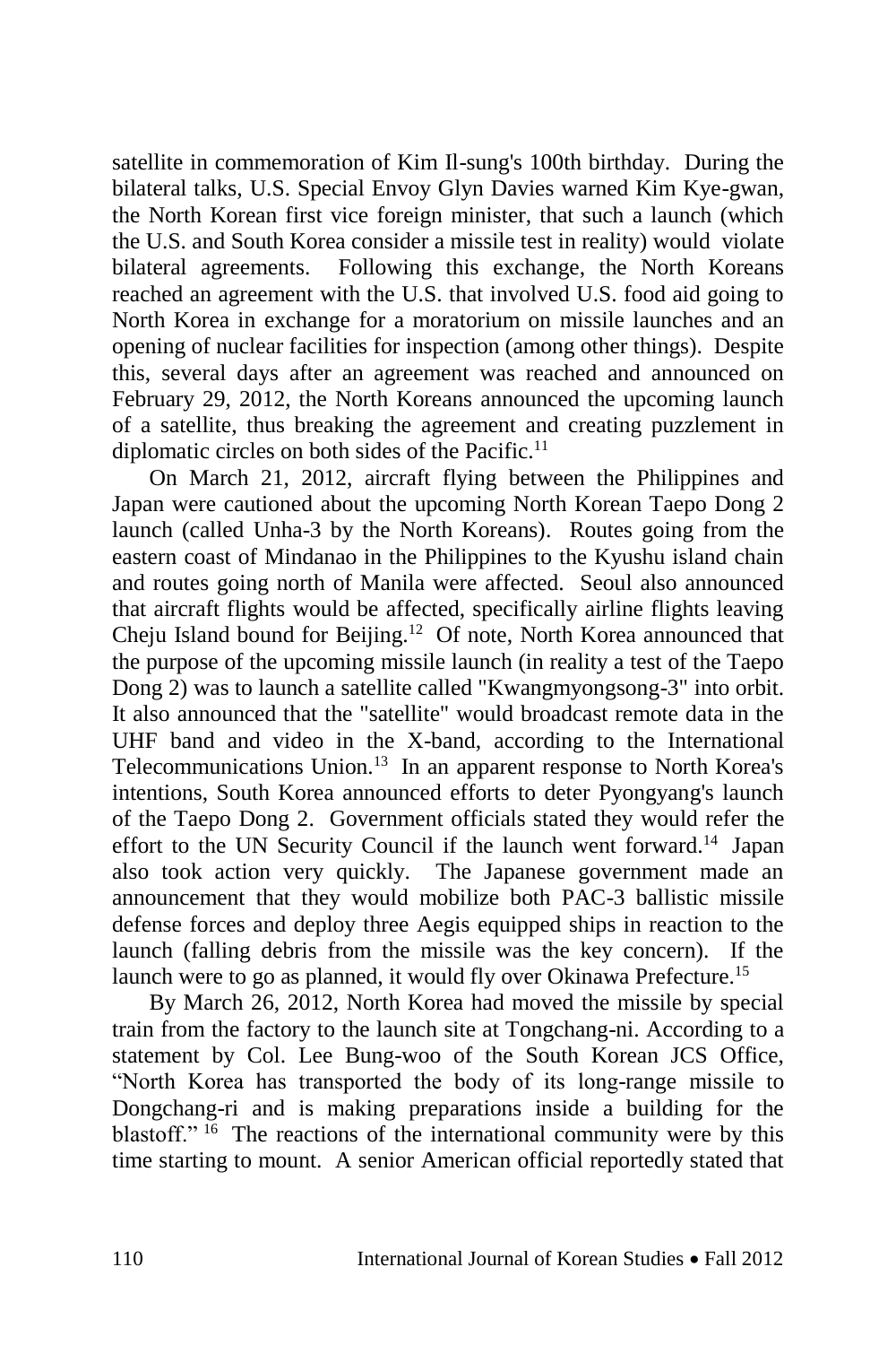satellite in commemoration of Kim Il-sung's 100th birthday. During the bilateral talks, U.S. Special Envoy Glyn Davies warned Kim Kye-gwan, the North Korean first vice foreign minister, that such a launch (which the U.S. and South Korea consider a missile test in reality) would violate bilateral agreements. Following this exchange, the North Koreans reached an agreement with the U.S. that involved U.S. food aid going to North Korea in exchange for a moratorium on missile launches and an opening of nuclear facilities for inspection (among other things). Despite this, several days after an agreement was reached and announced on February 29, 2012, the North Koreans announced the upcoming launch of a satellite, thus breaking the agreement and creating puzzlement in diplomatic circles on both sides of the Pacific.[11]

On March 21, 2012, aircraft flying between the Philippines and Japan were cautioned about the upcoming North Korean Taepo Dong 2 launch (called Unha-3 by the North Koreans). Routes going from the eastern coast of Mindanao in the Philippines to the Kyushu island chain and routes going north of Manila were affected. Seoul also announced that aircraft flights would be affected, specifically airline flights leaving Cheju Island bound for Beijing.[12] Of note, North Korea announced that the purpose of the upcoming missile launch (in reality a test of the Taepo Dong 2) was to launch a satellite called "Kwangmyongsong-3" into orbit. It also announced that the "satellite" would broadcast remote data in the UHF band and video in the X-band, according to the International Telecommunications Union.[13] In an apparent response to North Korea's intentions, South Korea announced efforts to deter Pyongyang's launch of the Taepo Dong 2. Government officials stated they would refer the effort to the UN Security Council if the launch went forward.[14] Japan also took action very quickly. The Japanese government made an announcement that they would mobilize both PAC-3 ballistic missile defense forces and deploy three Aegis equipped ships in reaction to the launch (falling debris from the missile was the key concern). If the launch were to go as planned, it would fly over Okinawa Prefecture.[15]

By March 26, 2012, North Korea had moved the missile by special train from the factory to the launch site at Tongchang-ni. According to a statement by Col. Lee Bung-woo of the South Korean JCS Office, "North Korea has transported the body of its long-range missile to Dongchang-ri and is making preparations inside a building for the blastoff."[16] The reactions of the international community were by this time starting to mount. A senior American official reportedly stated that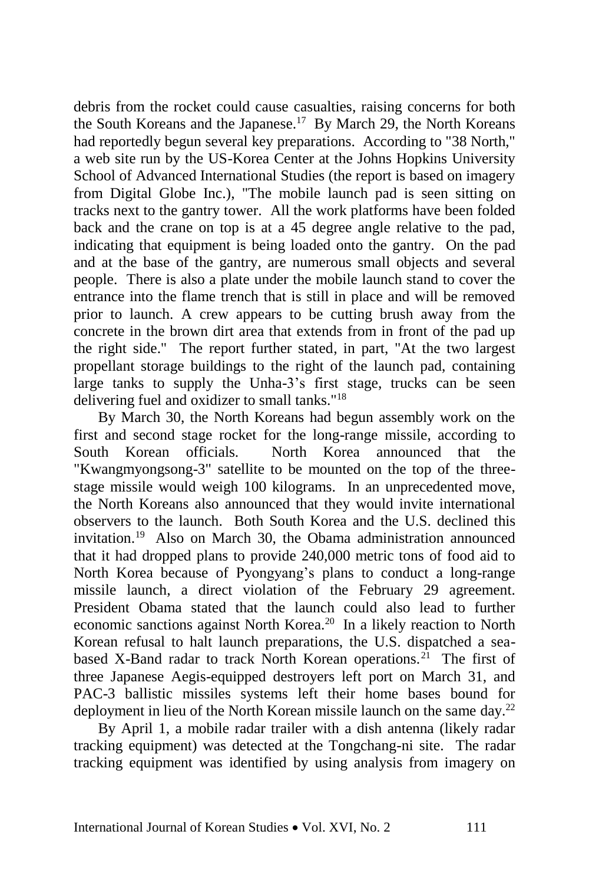debris from the rocket could cause casualties, raising concerns for both the South Koreans and the Japanese.[17] By March 29, the North Koreans had reportedly begun several key preparations. According to "38 North," a web site run by the US-Korea Center at the Johns Hopkins University School of Advanced International Studies (the report is based on imagery from Digital Globe Inc.), "The mobile launch pad is seen sitting on tracks next to the gantry tower. All the work platforms have been folded back and the crane on top is at a 45 degree angle relative to the pad, indicating that equipment is being loaded onto the gantry. On the pad and at the base of the gantry, are numerous small objects and several people. There is also a plate under the mobile launch stand to cover the entrance into the flame trench that is still in place and will be removed prior to launch. A crew appears to be cutting brush away from the concrete in the brown dirt area that extends from in front of the pad up the right side." The report further stated, in part, "At the two largest propellant storage buildings to the right of the launch pad, containing large tanks to supply the Unha-3's first stage, trucks can be seen delivering fuel and oxidizer to small tanks."[18]

By March 30, the North Koreans had begun assembly work on the first and second stage rocket for the long-range missile, according to South Korean officials. North Korea announced that the "Kwangmyongsong-3" satellite to be mounted on the top of the three-stage missile would weigh 100 kilograms. In an unprecedented move, the North Koreans also announced that they would invite international observers to the launch. Both South Korea and the U.S. declined this invitation.[19] Also on March 30, the Obama administration announced that it had dropped plans to provide 240,000 metric tons of food aid to North Korea because of Pyongyang's plans to conduct a long-range missile launch, a direct violation of the February 29 agreement. President Obama stated that the launch could also lead to further economic sanctions against North Korea.[20] In a likely reaction to North Korean refusal to halt launch preparations, the U.S. dispatched a sea-based X-Band radar to track North Korean operations.[21] The first of three Japanese Aegis-equipped destroyers left port on March 31, and PAC-3 ballistic missiles systems left their home bases bound for deployment in lieu of the North Korean missile launch on the same day.[22]

By April 1, a mobile radar trailer with a dish antenna (likely radar tracking equipment) was detected at the Tongchang-ni site. The radar tracking equipment was identified by using analysis from imagery on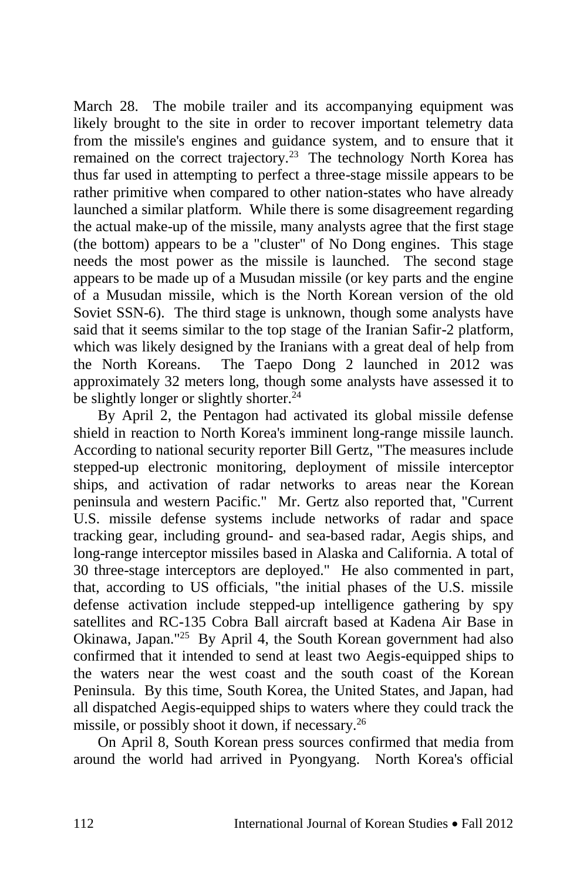March 28. The mobile trailer and its accompanying equipment was likely brought to the site in order to recover important telemetry data from the missile's engines and guidance system, and to ensure that it remained on the correct trajectory.[23] The technology North Korea has thus far used in attempting to perfect a three-stage missile appears to be rather primitive when compared to other nation-states who have already launched a similar platform. While there is some disagreement regarding the actual make-up of the missile, many analysts agree that the first stage (the bottom) appears to be a "cluster" of No Dong engines. This stage needs the most power as the missile is launched. The second stage appears to be made up of a Musudan missile (or key parts and the engine of a Musudan missile, which is the North Korean version of the old Soviet SSN-6). The third stage is unknown, though some analysts have said that it seems similar to the top stage of the Iranian Safir-2 platform, which was likely designed by the Iranians with a great deal of help from the North Koreans. The Taepo Dong 2 launched in 2012 was approximately 32 meters long, though some analysts have assessed it to be slightly longer or slightly shorter.[24]

By April 2, the Pentagon had activated its global missile defense shield in reaction to North Korea's imminent long-range missile launch. According to national security reporter Bill Gertz, "The measures include stepped-up electronic monitoring, deployment of missile interceptor ships, and activation of radar networks to areas near the Korean peninsula and western Pacific." Mr. Gertz also reported that, "Current U.S. missile defense systems include networks of radar and space tracking gear, including ground- and sea-based radar, Aegis ships, and long-range interceptor missiles based in Alaska and California. A total of 30 three-stage interceptors are deployed." He also commented in part, that, according to US officials, "the initial phases of the U.S. missile defense activation include stepped-up intelligence gathering by spy satellites and RC-135 Cobra Ball aircraft based at Kadena Air Base in Okinawa, Japan."[25] By April 4, the South Korean government had also confirmed that it intended to send at least two Aegis-equipped ships to the waters near the west coast and the south coast of the Korean Peninsula. By this time, South Korea, the United States, and Japan, had all dispatched Aegis-equipped ships to waters where they could track the missile, or possibly shoot it down, if necessary.[26]

On April 8, South Korean press sources confirmed that media from around the world had arrived in Pyongyang. North Korea's official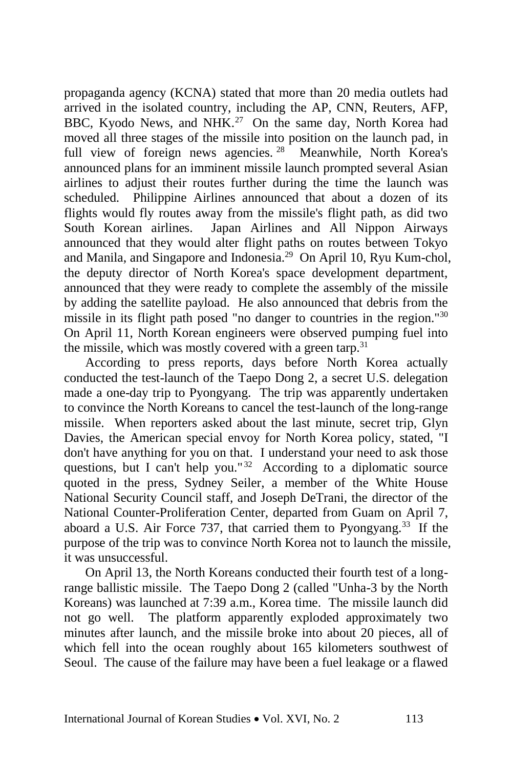propaganda agency (KCNA) stated that more than 20 media outlets had arrived in the isolated country, including the AP, CNN, Reuters, AFP, BBC, Kyodo News, and NHK.[27] On the same day, North Korea had moved all three stages of the missile into position on the launch pad, in full view of foreign news agencies.[28] Meanwhile, North Korea's announced plans for an imminent missile launch prompted several Asian airlines to adjust their routes further during the time the launch was scheduled. Philippine Airlines announced that about a dozen of its flights would fly routes away from the missile's flight path, as did two South Korean airlines. Japan Airlines and All Nippon Airways announced that they would alter flight paths on routes between Tokyo and Manila, and Singapore and Indonesia.[29] On April 10, Ryu Kum-chol, the deputy director of North Korea's space development department, announced that they were ready to complete the assembly of the missile by adding the satellite payload. He also announced that debris from the missile in its flight path posed "no danger to countries in the region."[30] On April 11, North Korean engineers were observed pumping fuel into the missile, which was mostly covered with a green tarp.[31]

According to press reports, days before North Korea actually conducted the test-launch of the Taepo Dong 2, a secret U.S. delegation made a one-day trip to Pyongyang. The trip was apparently undertaken to convince the North Koreans to cancel the test-launch of the long-range missile. When reporters asked about the last minute, secret trip, Glyn Davies, the American special envoy for North Korea policy, stated, "I don't have anything for you on that. I understand your need to ask those questions, but I can't help you."[32] According to a diplomatic source quoted in the press, Sydney Seiler, a member of the White House National Security Council staff, and Joseph DeTrani, the director of the National Counter-Proliferation Center, departed from Guam on April 7, aboard a U.S. Air Force 737, that carried them to Pyongyang.[33] If the purpose of the trip was to convince North Korea not to launch the missile, it was unsuccessful.

On April 13, the North Koreans conducted their fourth test of a long-range ballistic missile. The Taepo Dong 2 (called "Unha-3 by the North Koreans) was launched at 7:39 a.m., Korea time. The missile launch did not go well. The platform apparently exploded approximately two minutes after launch, and the missile broke into about 20 pieces, all of which fell into the ocean roughly about 165 kilometers southwest of Seoul. The cause of the failure may have been a fuel leakage or a flawed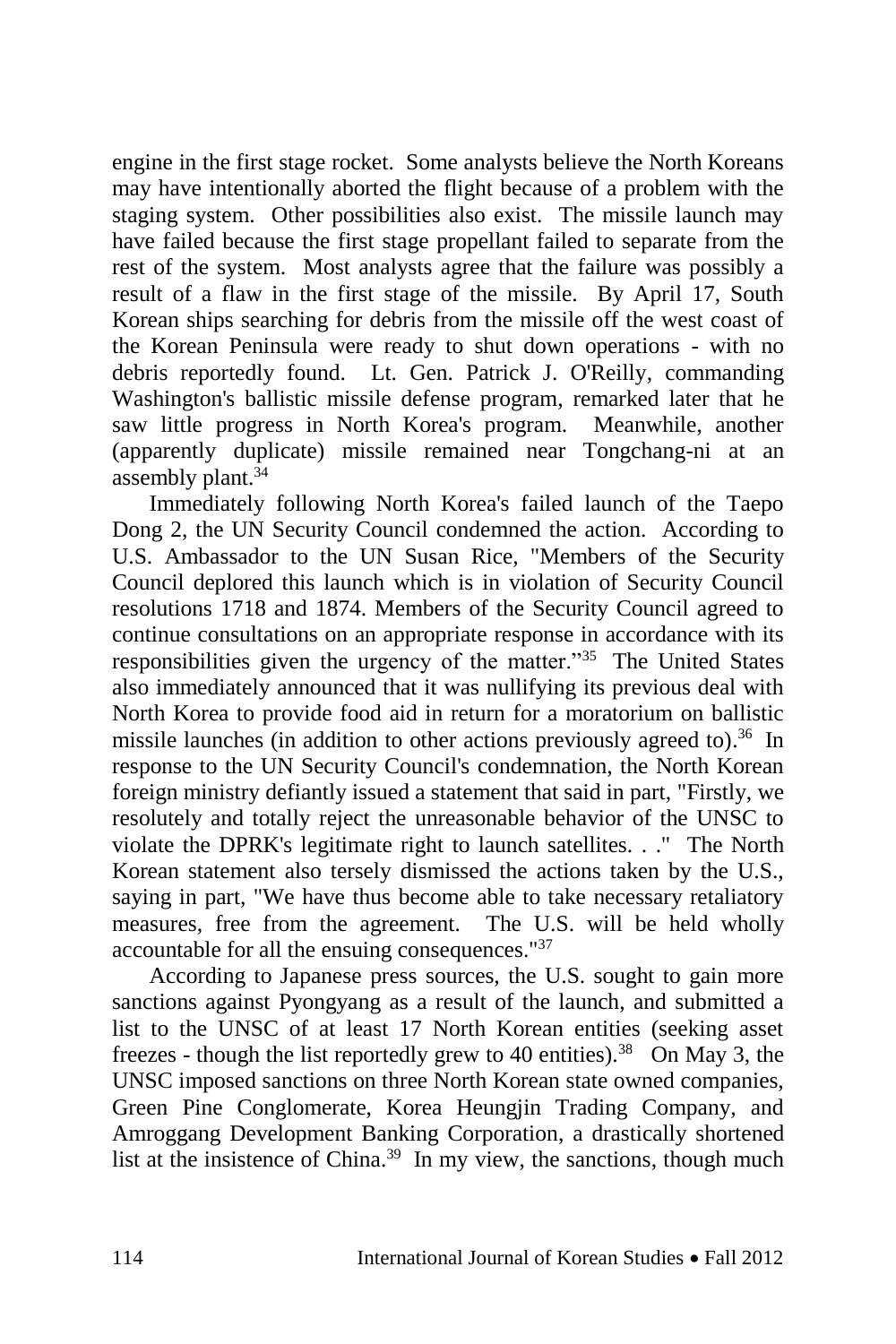engine in the first stage rocket. Some analysts believe the North Koreans may have intentionally aborted the flight because of a problem with the staging system. Other possibilities also exist. The missile launch may have failed because the first stage propellant failed to separate from the rest of the system. Most analysts agree that the failure was possibly a result of a flaw in the first stage of the missile. By April 17, South Korean ships searching for debris from the missile off the west coast of the Korean Peninsula were ready to shut down operations - with no debris reportedly found. Lt. Gen. Patrick J. O'Reilly, commanding Washington's ballistic missile defense program, remarked later that he saw little progress in North Korea's program. Meanwhile, another (apparently duplicate) missile remained near Tongchang-ni at an assembly plant.[34]

Immediately following North Korea's failed launch of the Taepo Dong 2, the UN Security Council condemned the action. According to U.S. Ambassador to the UN Susan Rice, "Members of the Security Council deplored this launch which is in violation of Security Council resolutions 1718 and 1874. Members of the Security Council agreed to continue consultations on an appropriate response in accordance with its responsibilities given the urgency of the matter."[35] The United States also immediately announced that it was nullifying its previous deal with North Korea to provide food aid in return for a moratorium on ballistic missile launches (in addition to other actions previously agreed to).[36] In response to the UN Security Council's condemnation, the North Korean foreign ministry defiantly issued a statement that said in part, "Firstly, we resolutely and totally reject the unreasonable behavior of the UNSC to violate the DPRK's legitimate right to launch satellites. . ." The North Korean statement also tersely dismissed the actions taken by the U.S., saying in part, "We have thus become able to take necessary retaliatory measures, free from the agreement. The U.S. will be held wholly accountable for all the ensuing consequences."[37]

According to Japanese press sources, the U.S. sought to gain more sanctions against Pyongyang as a result of the launch, and submitted a list to the UNSC of at least 17 North Korean entities (seeking asset freezes - though the list reportedly grew to 40 entities).[38] On May 3, the UNSC imposed sanctions on three North Korean state owned companies, Green Pine Conglomerate, Korea Heungjin Trading Company, and Amroggang Development Banking Corporation, a drastically shortened list at the insistence of China.[39] In my view, the sanctions, though much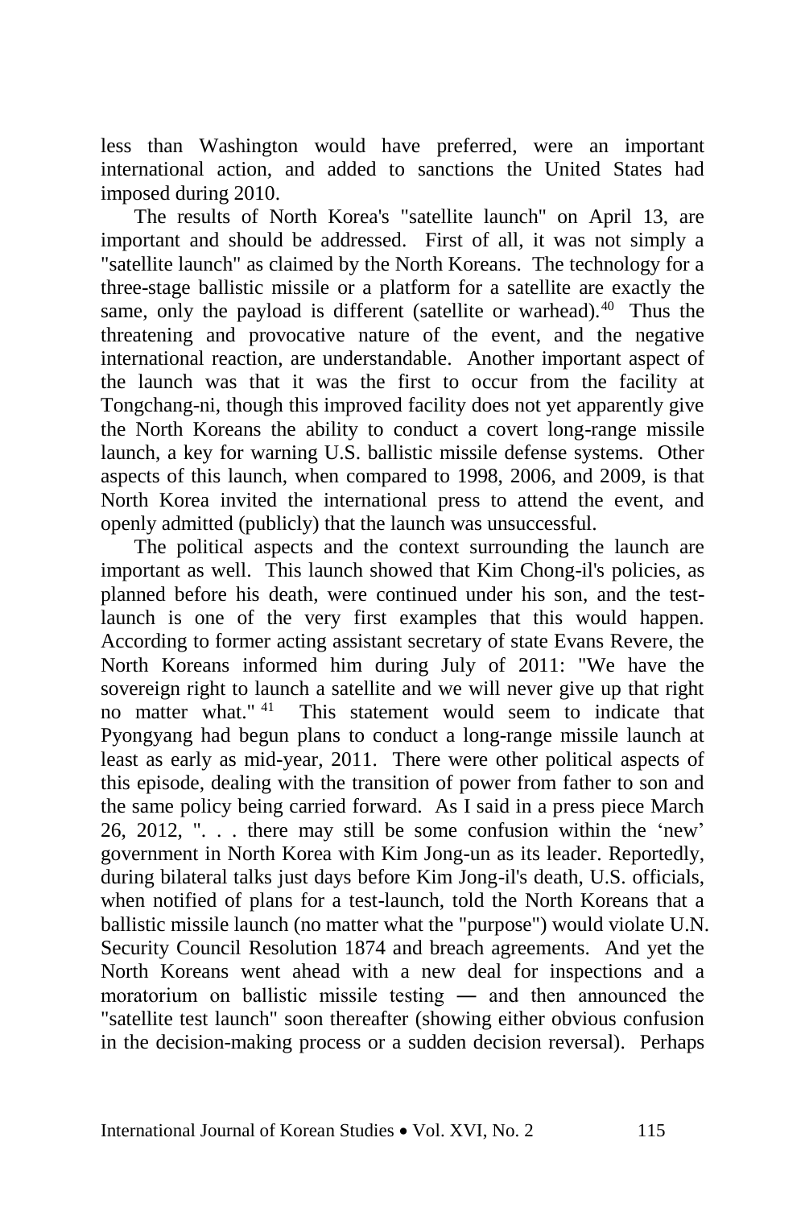less than Washington would have preferred, were an important international action, and added to sanctions the United States had imposed during 2010.

The results of North Korea's "satellite launch" on April 13, are important and should be addressed. First of all, it was not simply a "satellite launch" as claimed by the North Koreans. The technology for a three-stage ballistic missile or a platform for a satellite are exactly the same, only the payload is different (satellite or warhead).[40] Thus the threatening and provocative nature of the event, and the negative international reaction, are understandable. Another important aspect of the launch was that it was the first to occur from the facility at Tongchang-ni, though this improved facility does not yet apparently give the North Koreans the ability to conduct a covert long-range missile launch, a key for warning U.S. ballistic missile defense systems. Other aspects of this launch, when compared to 1998, 2006, and 2009, is that North Korea invited the international press to attend the event, and openly admitted (publicly) that the launch was unsuccessful.

The political aspects and the context surrounding the launch are important as well. This launch showed that Kim Chong-il's policies, as planned before his death, were continued under his son, and the test-launch is one of the very first examples that this would happen. According to former acting assistant secretary of state Evans Revere, the North Koreans informed him during July of 2011: "We have the sovereign right to launch a satellite and we will never give up that right no matter what."[41] This statement would seem to indicate that Pyongyang had begun plans to conduct a long-range missile launch at least as early as mid-year, 2011. There were other political aspects of this episode, dealing with the transition of power from father to son and the same policy being carried forward. As I said in a press piece March 26, 2012, ". . . there may still be some confusion within the 'new' government in North Korea with Kim Jong-un as its leader. Reportedly, during bilateral talks just days before Kim Jong-il's death, U.S. officials, when notified of plans for a test-launch, told the North Koreans that a ballistic missile launch (no matter what the "purpose") would violate U.N. Security Council Resolution 1874 and breach agreements. And yet the North Koreans went ahead with a new deal for inspections and a moratorium on ballistic missile testing ― and then announced the "satellite test launch" soon thereafter (showing either obvious confusion in the decision-making process or a sudden decision reversal). Perhaps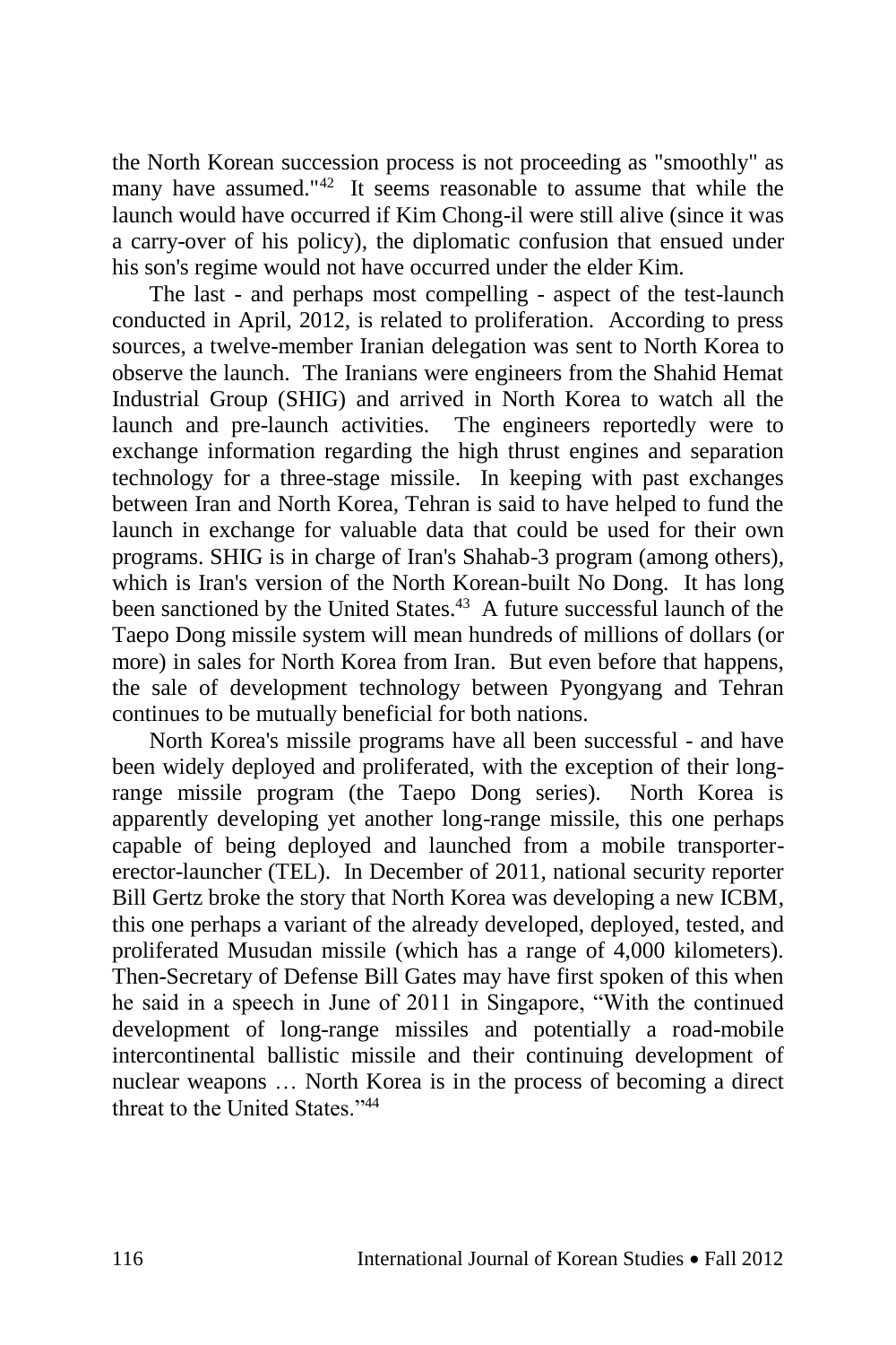the North Korean succession process is not proceeding as "smoothly" as many have assumed."[42] It seems reasonable to assume that while the launch would have occurred if Kim Chong-il were still alive (since it was a carry-over of his policy), the diplomatic confusion that ensued under his son's regime would not have occurred under the elder Kim.

The last - and perhaps most compelling - aspect of the test-launch conducted in April, 2012, is related to proliferation. According to press sources, a twelve-member Iranian delegation was sent to North Korea to observe the launch. The Iranians were engineers from the Shahid Hemat Industrial Group (SHIG) and arrived in North Korea to watch all the launch and pre-launch activities. The engineers reportedly were to exchange information regarding the high thrust engines and separation technology for a three-stage missile. In keeping with past exchanges between Iran and North Korea, Tehran is said to have helped to fund the launch in exchange for valuable data that could be used for their own programs. SHIG is in charge of Iran's Shahab-3 program (among others), which is Iran's version of the North Korean-built No Dong. It has long been sanctioned by the United States.[43] A future successful launch of the Taepo Dong missile system will mean hundreds of millions of dollars (or more) in sales for North Korea from Iran. But even before that happens, the sale of development technology between Pyongyang and Tehran continues to be mutually beneficial for both nations.

North Korea's missile programs have all been successful - and have been widely deployed and proliferated, with the exception of their long-range missile program (the Taepo Dong series). North Korea is apparently developing yet another long-range missile, this one perhaps capable of being deployed and launched from a mobile transporter-erector-launcher (TEL). In December of 2011, national security reporter Bill Gertz broke the story that North Korea was developing a new ICBM, this one perhaps a variant of the already developed, deployed, tested, and proliferated Musudan missile (which has a range of 4,000 kilometers). Then-Secretary of Defense Bill Gates may have first spoken of this when he said in a speech in June of 2011 in Singapore, "With the continued development of long-range missiles and potentially a road-mobile intercontinental ballistic missile and their continuing development of nuclear weapons … North Korea is in the process of becoming a direct threat to the United States."[44]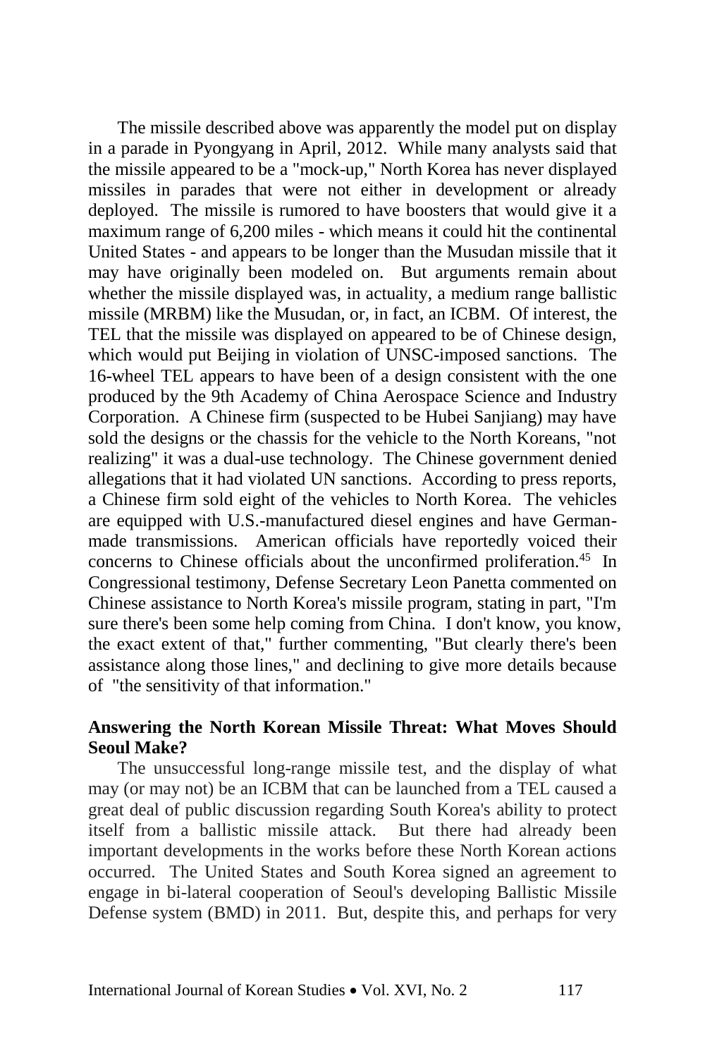The missile described above was apparently the model put on display in a parade in Pyongyang in April, 2012. While many analysts said that the missile appeared to be a "mock-up," North Korea has never displayed missiles in parades that were not either in development or already deployed. The missile is rumored to have boosters that would give it a maximum range of 6,200 miles - which means it could hit the continental United States - and appears to be longer than the Musudan missile that it may have originally been modeled on. But arguments remain about whether the missile displayed was, in actuality, a medium range ballistic missile (MRBM) like the Musudan, or, in fact, an ICBM. Of interest, the TEL that the missile was displayed on appeared to be of Chinese design, which would put Beijing in violation of UNSC-imposed sanctions. The 16-wheel TEL appears to have been of a design consistent with the one produced by the 9th Academy of China Aerospace Science and Industry Corporation. A Chinese firm (suspected to be Hubei Sanjiang) may have sold the designs or the chassis for the vehicle to the North Koreans, "not realizing" it was a dual-use technology. The Chinese government denied allegations that it had violated UN sanctions. According to press reports, a Chinese firm sold eight of the vehicles to North Korea. The vehicles are equipped with U.S.-manufactured diesel engines and have German-made transmissions. American officials have reportedly voiced their concerns to Chinese officials about the unconfirmed proliferation.[45] In Congressional testimony, Defense Secretary Leon Panetta commented on Chinese assistance to North Korea's missile program, stating in part, "I'm sure there's been some help coming from China. I don't know, you know, the exact extent of that," further commenting, "But clearly there's been assistance along those lines," and declining to give more details because of "the sensitivity of that information."

## Answering the North Korean Missile Threat: What Moves Should Seoul Make?

The unsuccessful long-range missile test, and the display of what may (or may not) be an ICBM that can be launched from a TEL caused a great deal of public discussion regarding South Korea's ability to protect itself from a ballistic missile attack. But there had already been important developments in the works before these North Korean actions occurred. The United States and South Korea signed an agreement to engage in bi-lateral cooperation of Seoul's developing Ballistic Missile Defense system (BMD) in 2011. But, despite this, and perhaps for very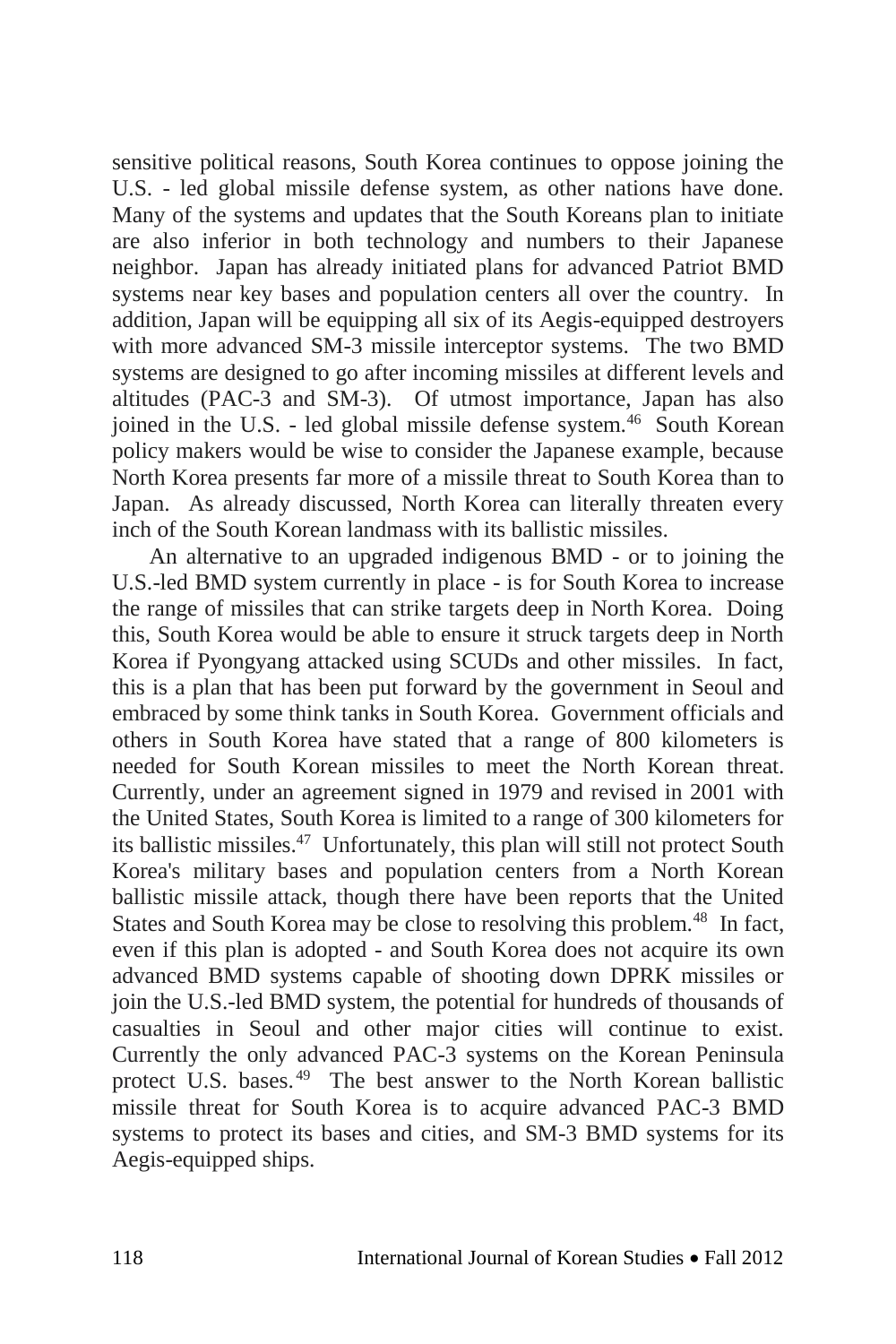sensitive political reasons, South Korea continues to oppose joining the U.S. - led global missile defense system, as other nations have done. Many of the systems and updates that the South Koreans plan to initiate are also inferior in both technology and numbers to their Japanese neighbor. Japan has already initiated plans for advanced Patriot BMD systems near key bases and population centers all over the country. In addition, Japan will be equipping all six of its Aegis-equipped destroyers with more advanced SM-3 missile interceptor systems. The two BMD systems are designed to go after incoming missiles at different levels and altitudes (PAC-3 and SM-3). Of utmost importance, Japan has also joined in the U.S. - led global missile defense system.[46] South Korean policy makers would be wise to consider the Japanese example, because North Korea presents far more of a missile threat to South Korea than to Japan. As already discussed, North Korea can literally threaten every inch of the South Korean landmass with its ballistic missiles.

An alternative to an upgraded indigenous BMD - or to joining the U.S.-led BMD system currently in place - is for South Korea to increase the range of missiles that can strike targets deep in North Korea. Doing this, South Korea would be able to ensure it struck targets deep in North Korea if Pyongyang attacked using SCUDs and other missiles. In fact, this is a plan that has been put forward by the government in Seoul and embraced by some think tanks in South Korea. Government officials and others in South Korea have stated that a range of 800 kilometers is needed for South Korean missiles to meet the North Korean threat. Currently, under an agreement signed in 1979 and revised in 2001 with the United States, South Korea is limited to a range of 300 kilometers for its ballistic missiles.[47] Unfortunately, this plan will still not protect South Korea's military bases and population centers from a North Korean ballistic missile attack, though there have been reports that the United States and South Korea may be close to resolving this problem.[48] In fact, even if this plan is adopted - and South Korea does not acquire its own advanced BMD systems capable of shooting down DPRK missiles or join the U.S.-led BMD system, the potential for hundreds of thousands of casualties in Seoul and other major cities will continue to exist. Currently the only advanced PAC-3 systems on the Korean Peninsula protect U.S. bases.[49] The best answer to the North Korean ballistic missile threat for South Korea is to acquire advanced PAC-3 BMD systems to protect its bases and cities, and SM-3 BMD systems for its Aegis-equipped ships.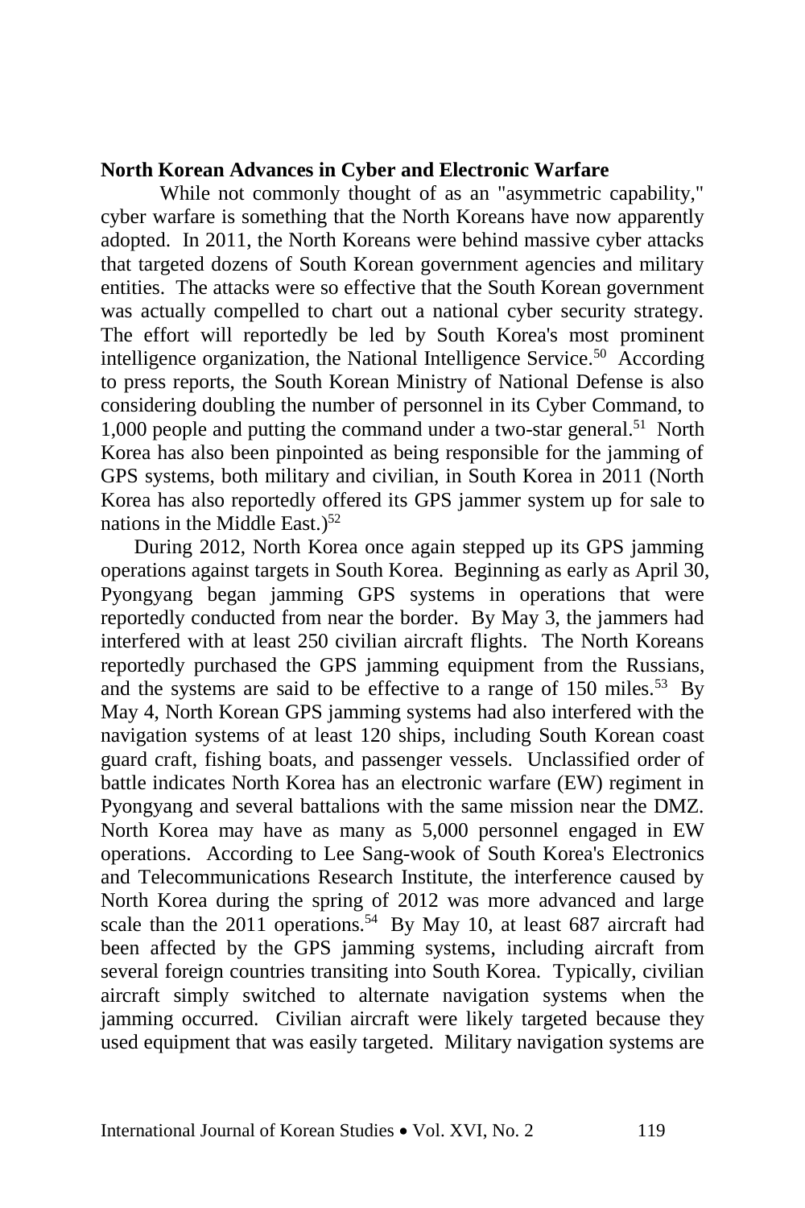**North Korean Advances in Cyber and Electronic Warfare**

While not commonly thought of as an "asymmetric capability," cyber warfare is something that the North Koreans have now apparently adopted. In 2011, the North Koreans were behind massive cyber attacks that targeted dozens of South Korean government agencies and military entities. The attacks were so effective that the South Korean government was actually compelled to chart out a national cyber security strategy. The effort will reportedly be led by South Korea's most prominent intelligence organization, the National Intelligence Service.[50] According to press reports, the South Korean Ministry of National Defense is also considering doubling the number of personnel in its Cyber Command, to 1,000 people and putting the command under a two-star general.[51] North Korea has also been pinpointed as being responsible for the jamming of GPS systems, both military and civilian, in South Korea in 2011 (North Korea has also reportedly offered its GPS jammer system up for sale to nations in the Middle East.)[52]

During 2012, North Korea once again stepped up its GPS jamming operations against targets in South Korea. Beginning as early as April 30, Pyongyang began jamming GPS systems in operations that were reportedly conducted from near the border. By May 3, the jammers had interfered with at least 250 civilian aircraft flights. The North Koreans reportedly purchased the GPS jamming equipment from the Russians, and the systems are said to be effective to a range of 150 miles.[53] By May 4, North Korean GPS jamming systems had also interfered with the navigation systems of at least 120 ships, including South Korean coast guard craft, fishing boats, and passenger vessels. Unclassified order of battle indicates North Korea has an electronic warfare (EW) regiment in Pyongyang and several battalions with the same mission near the DMZ. North Korea may have as many as 5,000 personnel engaged in EW operations. According to Lee Sang-wook of South Korea's Electronics and Telecommunications Research Institute, the interference caused by North Korea during the spring of 2012 was more advanced and large scale than the 2011 operations.[54] By May 10, at least 687 aircraft had been affected by the GPS jamming systems, including aircraft from several foreign countries transiting into South Korea. Typically, civilian aircraft simply switched to alternate navigation systems when the jamming occurred. Civilian aircraft were likely targeted because they used equipment that was easily targeted. Military navigation systems are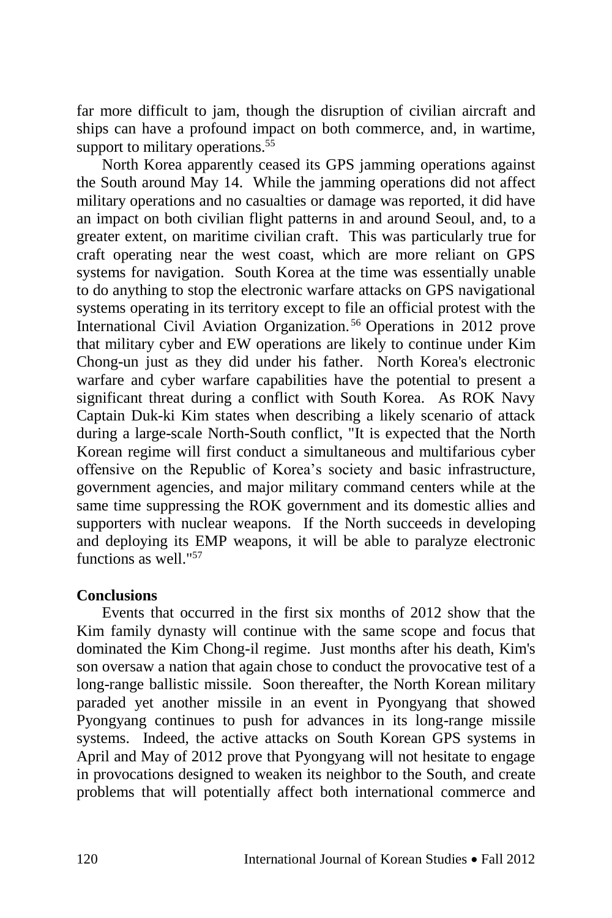far more difficult to jam, though the disruption of civilian aircraft and ships can have a profound impact on both commerce, and, in wartime, support to military operations.[55]

North Korea apparently ceased its GPS jamming operations against the South around May 14. While the jamming operations did not affect military operations and no casualties or damage was reported, it did have an impact on both civilian flight patterns in and around Seoul, and, to a greater extent, on maritime civilian craft. This was particularly true for craft operating near the west coast, which are more reliant on GPS systems for navigation. South Korea at the time was essentially unable to do anything to stop the electronic warfare attacks on GPS navigational systems operating in its territory except to file an official protest with the International Civil Aviation Organization.[56] Operations in 2012 prove that military cyber and EW operations are likely to continue under Kim Chong-un just as they did under his father. North Korea's electronic warfare and cyber warfare capabilities have the potential to present a significant threat during a conflict with South Korea. As ROK Navy Captain Duk-ki Kim states when describing a likely scenario of attack during a large-scale North-South conflict, "It is expected that the North Korean regime will first conduct a simultaneous and multifarious cyber offensive on the Republic of Korea's society and basic infrastructure, government agencies, and major military command centers while at the same time suppressing the ROK government and its domestic allies and supporters with nuclear weapons. If the North succeeds in developing and deploying its EMP weapons, it will be able to paralyze electronic functions as well."[57]

## Conclusions

Events that occurred in the first six months of 2012 show that the Kim family dynasty will continue with the same scope and focus that dominated the Kim Chong-il regime. Just months after his death, Kim's son oversaw a nation that again chose to conduct the provocative test of a long-range ballistic missile. Soon thereafter, the North Korean military paraded yet another missile in an event in Pyongyang that showed Pyongyang continues to push for advances in its long-range missile systems. Indeed, the active attacks on South Korean GPS systems in April and May of 2012 prove that Pyongyang will not hesitate to engage in provocations designed to weaken its neighbor to the South, and create problems that will potentially affect both international commerce and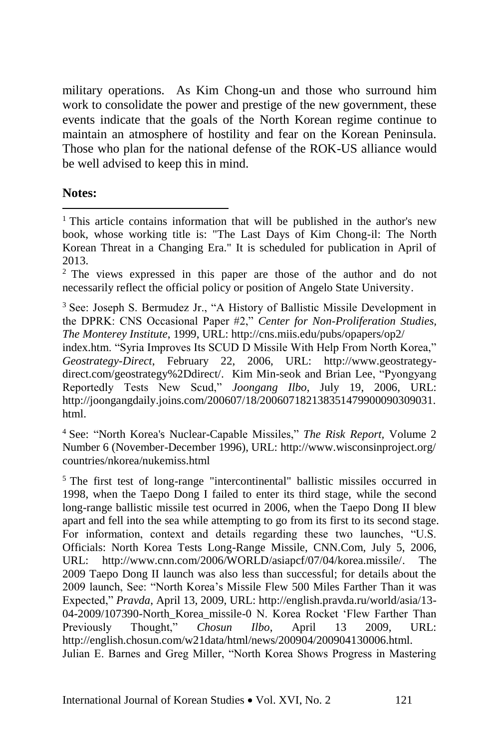military operations. As Kim Chong-un and those who surround him work to consolidate the power and prestige of the new government, these events indicate that the goals of the North Korean regime continue to maintain an atmosphere of hostility and fear on the Korean Peninsula. Those who plan for the national defense of the ROK-US alliance would be well advised to keep this in mind.

**Notes:**

[1] This article contains information that will be published in the author's new book, whose working title is: "The Last Days of Kim Chong-il: The North Korean Threat in a Changing Era." It is scheduled for publication in April of 2013.

[2] The views expressed in this paper are those of the author and do not necessarily reflect the official policy or position of Angelo State University.

[3] See: Joseph S. Bermudez Jr., "A History of Ballistic Missile Development in the DPRK: CNS Occasional Paper #2," *Center for Non-Proliferation Studies, The Monterey Institute*, 1999, URL: http://cns.miis.edu/pubs/opapers/op2/index.htm. "Syria Improves Its SCUD D Missile With Help From North Korea," *Geostrategy-Direct*, February 22, 2006, URL: http://www.geostrategy-direct.com/geostrategy%2Ddirect/. Kim Min-seok and Brian Lee, "Pyongyang Reportedly Tests New Scud," *Joongang Ilbo*, July 19, 2006, URL: http://joongangdaily.joins.com/200607/18/200607182138351479900090309031.html.

[4] See: "North Korea's Nuclear-Capable Missiles," *The Risk Report*, Volume 2 Number 6 (November-December 1996), URL: http://www.wisconsinproject.org/countries/nkorea/nukemiss.html

[5] The first test of long-range "intercontinental" ballistic missiles occurred in 1998, when the Taepo Dong I failed to enter its third stage, while the second long-range ballistic missile test ocurred in 2006, when the Taepo Dong II blew apart and fell into the sea while attempting to go from its first to its second stage. For information, context and details regarding these two launches, "U.S. Officials: North Korea Tests Long-Range Missile, CNN.Com, July 5, 2006, URL: http://www.cnn.com/2006/WORLD/asiapcf/07/04/korea.missile/. The 2009 Taepo Dong II launch was also less than successful; for details about the 2009 launch, See: "North Korea's Missile Flew 500 Miles Farther Than it was Expected," *Pravda*, April 13, 2009, URL: http://english.pravda.ru/world/asia/13-04-2009/107390-North_Korea_missile-0 N. Korea Rocket 'Flew Farther Than Previously Thought," *Chosun Ilbo*, April 13 2009, URL: http://english.chosun.com/w21data/html/news/200904/200904130006.html. Julian E. Barnes and Greg Miller, "North Korea Shows Progress in Mastering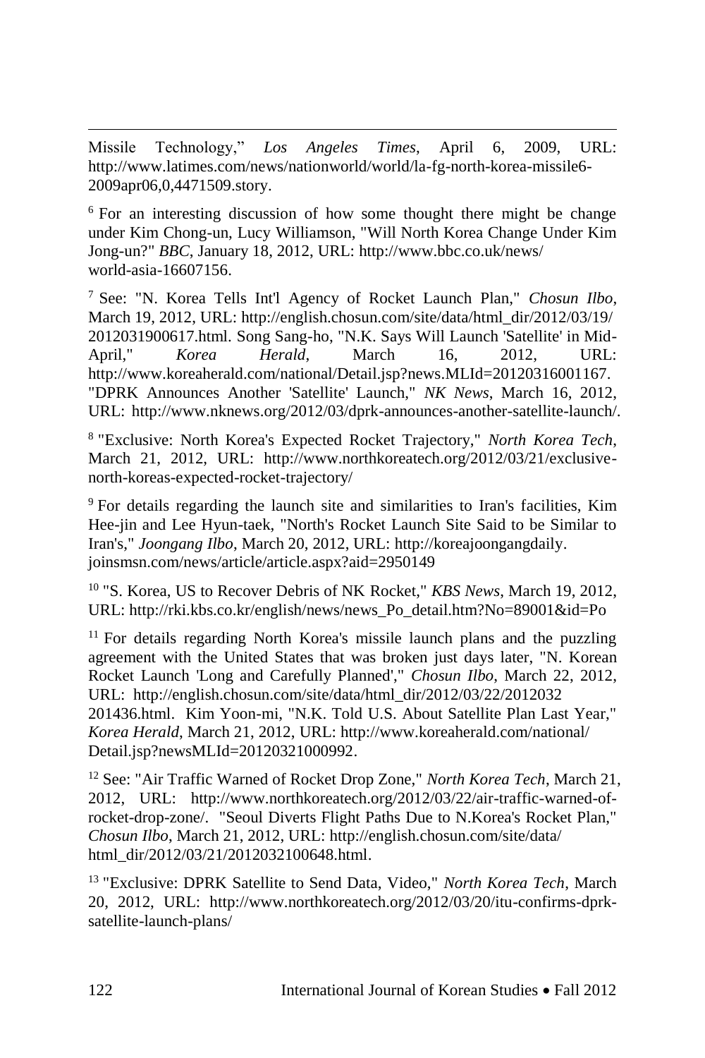Missile Technology," *Los Angeles Times*, April 6, 2009, URL: http://www.latimes.com/news/nationworld/world/la-fg-north-korea-missile6-2009apr06,0,4471509.story.

[6] For an interesting discussion of how some thought there might be change under Kim Chong-un, Lucy Williamson, "Will North Korea Change Under Kim Jong-un?" *BBC*, January 18, 2012, URL: http://www.bbc.co.uk/news/world-asia-16607156.

[7] See: "N. Korea Tells Int'l Agency of Rocket Launch Plan," *Chosun Ilbo*, March 19, 2012, URL: http://english.chosun.com/site/data/html_dir/2012/03/19/2012031900617.html. Song Sang-ho, "N.K. Says Will Launch 'Satellite' in Mid-April," *Korea Herald*, March 16, 2012, URL: http://www.koreaherald.com/national/Detail.jsp?news.MLId=20120316001167. "DPRK Announces Another 'Satellite' Launch," *NK News*, March 16, 2012, URL: http://www.nknews.org/2012/03/dprk-announces-another-satellite-launch/.

[8] "Exclusive: North Korea's Expected Rocket Trajectory," *North Korea Tech*, March 21, 2012, URL: http://www.northkoreatech.org/2012/03/21/exclusive-north-koreas-expected-rocket-trajectory/

[9] For details regarding the launch site and similarities to Iran's facilities, Kim Hee-jin and Lee Hyun-taek, "North's Rocket Launch Site Said to be Similar to Iran's," *Joongang Ilbo*, March 20, 2012, URL: http://koreajoongangdaily.joinsmsn.com/news/article/article.aspx?aid=2950149

[10] "S. Korea, US to Recover Debris of NK Rocket," *KBS News*, March 19, 2012, URL: http://rki.kbs.co.kr/english/news/news_Po_detail.htm?No=89001&id=Po

[11] For details regarding North Korea's missile launch plans and the puzzling agreement with the United States that was broken just days later, "N. Korean Rocket Launch 'Long and Carefully Planned'," *Chosun Ilbo*, March 22, 2012, URL: http://english.chosun.com/site/data/html_dir/2012/03/22/2012032201436.html. Kim Yoon-mi, "N.K. Told U.S. About Satellite Plan Last Year," *Korea Herald*, March 21, 2012, URL: http://www.koreaherald.com/national/Detail.jsp?newsMLId=20120321000992.

[12] See: "Air Traffic Warned of Rocket Drop Zone," *North Korea Tech*, March 21, 2012, URL: http://www.northkoreatech.org/2012/03/22/air-traffic-warned-of-rocket-drop-zone/. "Seoul Diverts Flight Paths Due to N.Korea's Rocket Plan," *Chosun Ilbo*, March 21, 2012, URL: http://english.chosun.com/site/data/html_dir/2012/03/21/2012032100648.html.

[13] "Exclusive: DPRK Satellite to Send Data, Video," *North Korea Tech*, March 20, 2012, URL: http://www.northkoreatech.org/2012/03/20/itu-confirms-dprk-satellite-launch-plans/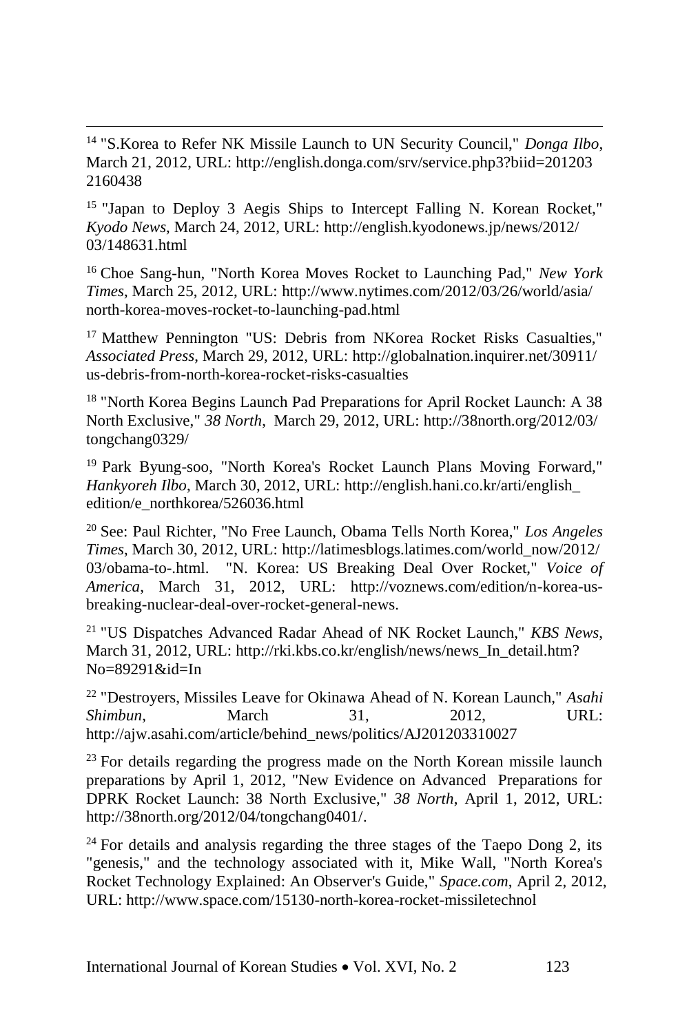[14] "S.Korea to Refer NK Missile Launch to UN Security Council," *Donga Ilbo*, March 21, 2012, URL: http://english.donga.com/srv/service.php3?biid=201203 2160438

[15] "Japan to Deploy 3 Aegis Ships to Intercept Falling N. Korean Rocket," *Kyodo News*, March 24, 2012, URL: http://english.kyodonews.jp/news/2012/ 03/148631.html

[16] Choe Sang-hun, "North Korea Moves Rocket to Launching Pad," *New York Times*, March 25, 2012, URL: http://www.nytimes.com/2012/03/26/world/asia/ north-korea-moves-rocket-to-launching-pad.html

[17] Matthew Pennington "US: Debris from NKorea Rocket Risks Casualties," *Associated Press*, March 29, 2012, URL: http://globalnation.inquirer.net/30911/ us-debris-from-north-korea-rocket-risks-casualties

[18] "North Korea Begins Launch Pad Preparations for April Rocket Launch: A 38 North Exclusive," *38 North*, March 29, 2012, URL: http://38north.org/2012/03/ tongchang0329/

[19] Park Byung-soo, "North Korea's Rocket Launch Plans Moving Forward," *Hankyoreh Ilbo*, March 30, 2012, URL: http://english.hani.co.kr/arti/english_ edition/e_northkorea/526036.html

[20] See: Paul Richter, "No Free Launch, Obama Tells North Korea," *Los Angeles Times*, March 30, 2012, URL: http://latimesblogs.latimes.com/world_now/2012/ 03/obama-to-.html. "N. Korea: US Breaking Deal Over Rocket," *Voice of America*, March 31, 2012, URL: http://voznews.com/edition/n-korea-us-breaking-nuclear-deal-over-rocket-general-news.

[21] "US Dispatches Advanced Radar Ahead of NK Rocket Launch," *KBS News*, March 31, 2012, URL: http://rki.kbs.co.kr/english/news/news_In_detail.htm? No=89291&id=In

[22] "Destroyers, Missiles Leave for Okinawa Ahead of N. Korean Launch," *Asahi Shimbun*, March 31, 2012, URL: http://ajw.asahi.com/article/behind_news/politics/AJ201203310027

[23] For details regarding the progress made on the North Korean missile launch preparations by April 1, 2012, "New Evidence on Advanced Preparations for DPRK Rocket Launch: 38 North Exclusive," *38 North*, April 1, 2012, URL: http://38north.org/2012/04/tongchang0401/.

[24] For details and analysis regarding the three stages of the Taepo Dong 2, its "genesis," and the technology associated with it, Mike Wall, "North Korea's Rocket Technology Explained: An Observer's Guide," *Space.com*, April 2, 2012, URL: http://www.space.com/15130-north-korea-rocket-missiletechnol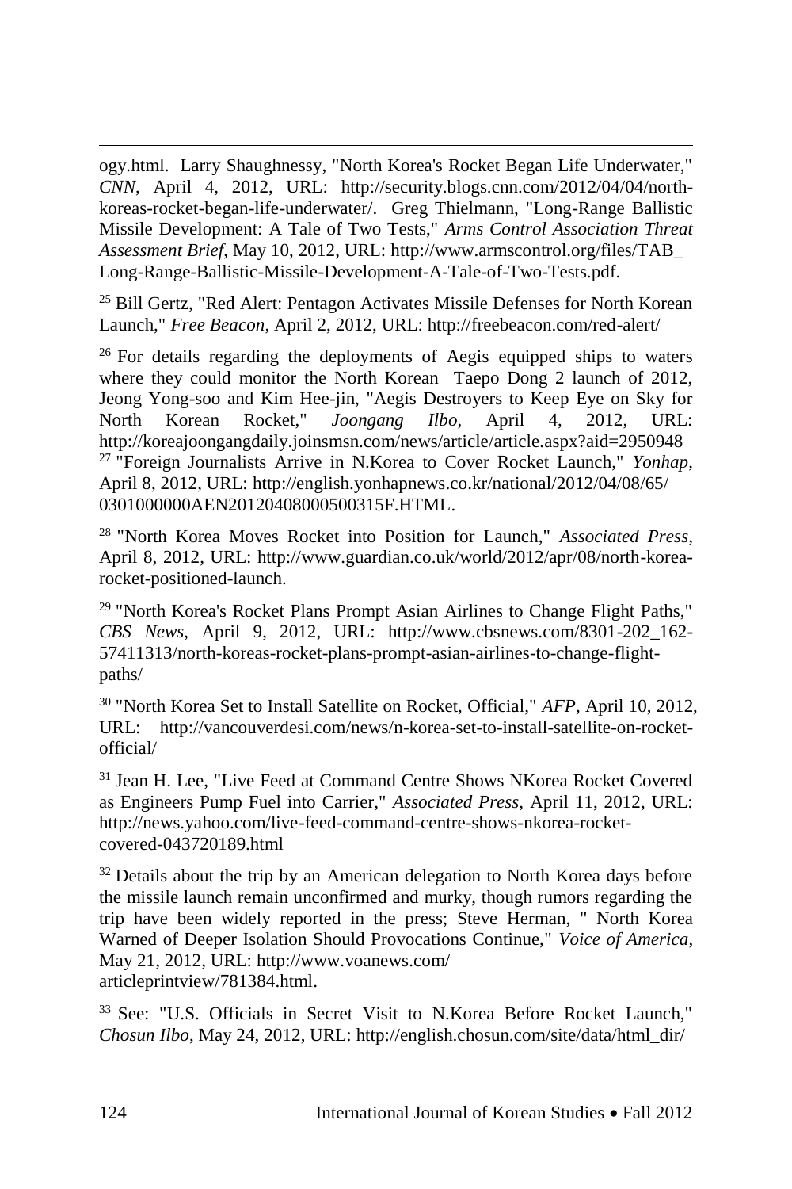ogy.html. Larry Shaughnessy, "North Korea's Rocket Began Life Underwater," *CNN*, April 4, 2012, URL: http://security.blogs.cnn.com/2012/04/04/north-koreas-rocket-began-life-underwater/. Greg Thielmann, "Long-Range Ballistic Missile Development: A Tale of Two Tests," *Arms Control Association Threat Assessment Brief*, May 10, 2012, URL: http://www.armscontrol.org/files/TAB_Long-Range-Ballistic-Missile-Development-A-Tale-of-Two-Tests.pdf.

[25] Bill Gertz, "Red Alert: Pentagon Activates Missile Defenses for North Korean Launch," *Free Beacon*, April 2, 2012, URL: http://freebeacon.com/red-alert/

[26] For details regarding the deployments of Aegis equipped ships to waters where they could monitor the North Korean Taepo Dong 2 launch of 2012, Jeong Yong-soo and Kim Hee-jin, "Aegis Destroyers to Keep Eye on Sky for North Korean Rocket," *Joongang Ilbo*, April 4, 2012, URL: http://koreajoongangdaily.joinsmsn.com/news/article/article.aspx?aid=2950948

[27] "Foreign Journalists Arrive in N.Korea to Cover Rocket Launch," *Yonhap*, April 8, 2012, URL: http://english.yonhapnews.co.kr/national/2012/04/08/65/0301000000AEN20120408000500315F.HTML.

[28] "North Korea Moves Rocket into Position for Launch," *Associated Press*, April 8, 2012, URL: http://www.guardian.co.uk/world/2012/apr/08/north-korea-rocket-positioned-launch.

[29] "North Korea's Rocket Plans Prompt Asian Airlines to Change Flight Paths," *CBS News*, April 9, 2012, URL: http://www.cbsnews.com/8301-202_162-57411313/north-koreas-rocket-plans-prompt-asian-airlines-to-change-flight-paths/

[30] "North Korea Set to Install Satellite on Rocket, Official," *AFP*, April 10, 2012, URL: http://vancouverdesi.com/news/n-korea-set-to-install-satellite-on-rocket-official/

[31] Jean H. Lee, "Live Feed at Command Centre Shows NKorea Rocket Covered as Engineers Pump Fuel into Carrier," *Associated Press*, April 11, 2012, URL: http://news.yahoo.com/live-feed-command-centre-shows-nkorea-rocket-covered-043720189.html

[32] Details about the trip by an American delegation to North Korea days before the missile launch remain unconfirmed and murky, though rumors regarding the trip have been widely reported in the press; Steve Herman, " North Korea Warned of Deeper Isolation Should Provocations Continue," *Voice of America*, May 21, 2012, URL: http://www.voanews.com/articleprintview/781384.html.

[33] See: "U.S. Officials in Secret Visit to N.Korea Before Rocket Launch," *Chosun Ilbo*, May 24, 2012, URL: http://english.chosun.com/site/data/html_dir/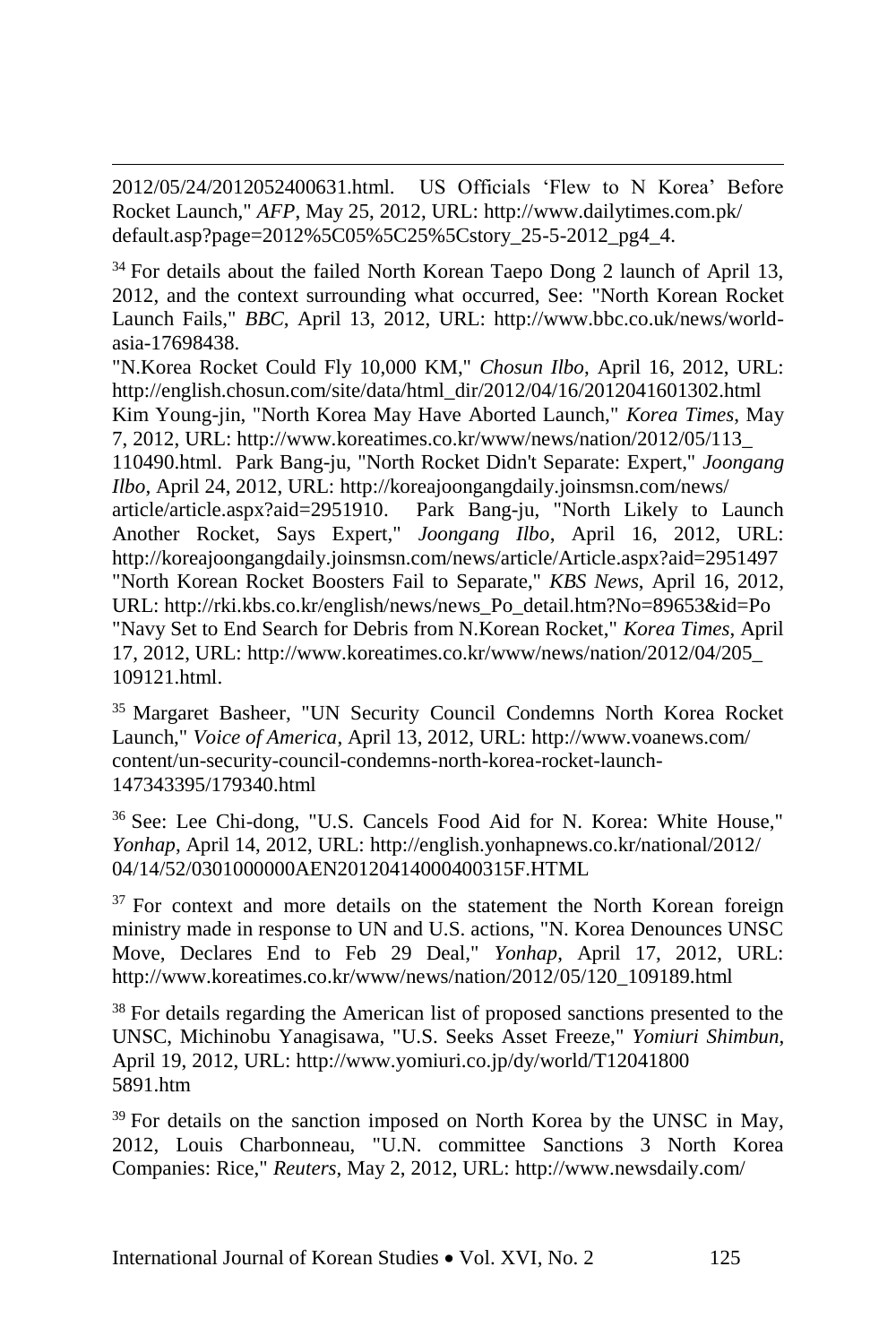2012/05/24/2012052400631.html. US Officials 'Flew to N Korea' Before Rocket Launch," *AFP*, May 25, 2012, URL: http://www.dailytimes.com.pk/default.asp?page=2012%5C05%5C25%5Cstory_25-5-2012_pg4_4.

[34] For details about the failed North Korean Taepo Dong 2 launch of April 13, 2012, and the context surrounding what occurred, See: "North Korean Rocket Launch Fails," *BBC*, April 13, 2012, URL: http://www.bbc.co.uk/news/world-asia-17698438.
"N.Korea Rocket Could Fly 10,000 KM," *Chosun Ilbo*, April 16, 2012, URL: http://english.chosun.com/site/data/html_dir/2012/04/16/2012041601302.html
Kim Young-jin, "North Korea May Have Aborted Launch," *Korea Times*, May 7, 2012, URL: http://www.koreatimes.co.kr/www/news/nation/2012/05/113_110490.html. Park Bang-ju, "North Rocket Didn't Separate: Expert," *Joongang Ilbo*, April 24, 2012, URL: http://koreajoongangdaily.joinsmsn.com/news/article/article.aspx?aid=2951910. Park Bang-ju, "North Likely to Launch Another Rocket, Says Expert," *Joongang Ilbo*, April 16, 2012, URL: http://koreajoongangdaily.joinsmsn.com/news/article/Article.aspx?aid=2951497
"North Korean Rocket Boosters Fail to Separate," *KBS News*, April 16, 2012, URL: http://rki.kbs.co.kr/english/news/news_Po_detail.htm?No=89653&id=Po
"Navy Set to End Search for Debris from N.Korean Rocket," *Korea Times*, April 17, 2012, URL: http://www.koreatimes.co.kr/www/news/nation/2012/04/205_109121.html.

[35] Margaret Basheer, "UN Security Council Condemns North Korea Rocket Launch," *Voice of America*, April 13, 2012, URL: http://www.voanews.com/content/un-security-council-condemns-north-korea-rocket-launch-147343395/179340.html

[36] See: Lee Chi-dong, "U.S. Cancels Food Aid for N. Korea: White House," *Yonhap*, April 14, 2012, URL: http://english.yonhapnews.co.kr/national/2012/04/14/52/0301000000AEN20120414000400315F.HTML

[37] For context and more details on the statement the North Korean foreign ministry made in response to UN and U.S. actions, "N. Korea Denounces UNSC Move, Declares End to Feb 29 Deal," *Yonhap*, April 17, 2012, URL: http://www.koreatimes.co.kr/www/news/nation/2012/05/120_109189.html

[38] For details regarding the American list of proposed sanctions presented to the UNSC, Michinobu Yanagisawa, "U.S. Seeks Asset Freeze," *Yomiuri Shimbun*, April 19, 2012, URL: http://www.yomiuri.co.jp/dy/world/T120418005891.htm

[39] For details on the sanction imposed on North Korea by the UNSC in May, 2012, Louis Charbonneau, "U.N. committee Sanctions 3 North Korea Companies: Rice," *Reuters*, May 2, 2012, URL: http://www.newsdaily.com/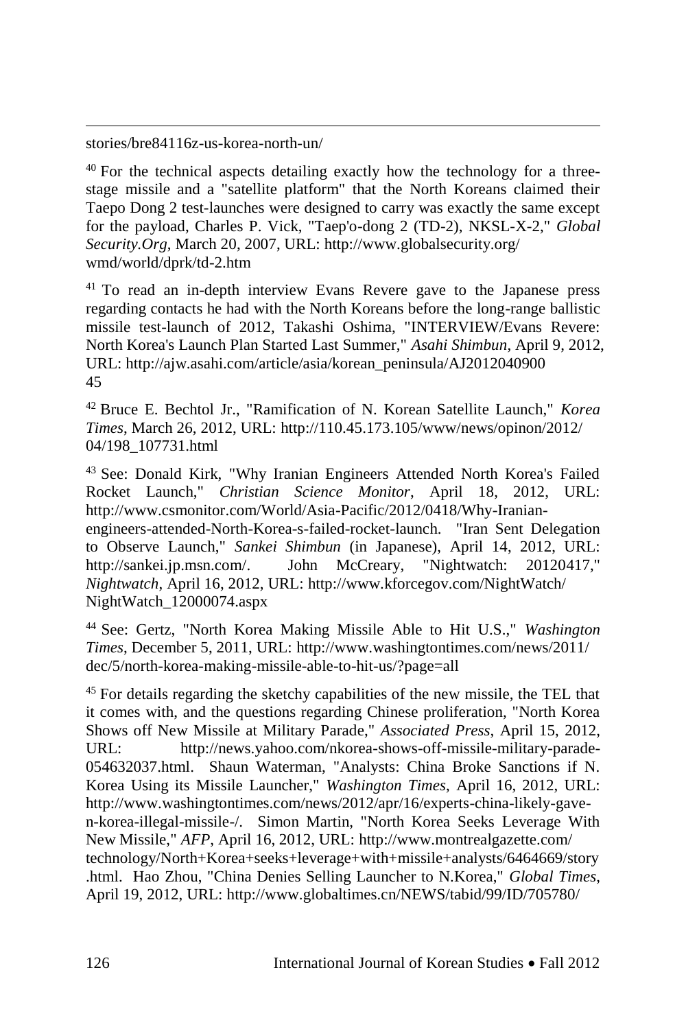stories/bre84116z-us-korea-north-un/

[40] For the technical aspects detailing exactly how the technology for a three-stage missile and a "satellite platform" that the North Koreans claimed their Taepo Dong 2 test-launches were designed to carry was exactly the same except for the payload, Charles P. Vick, "Taep'o-dong 2 (TD-2), NKSL-X-2," *Global Security.Org*, March 20, 2007, URL: http://www.globalsecurity.org/wmd/world/dprk/td-2.htm

[41] To read an in-depth interview Evans Revere gave to the Japanese press regarding contacts he had with the North Koreans before the long-range ballistic missile test-launch of 2012, Takashi Oshima, "INTERVIEW/Evans Revere: North Korea's Launch Plan Started Last Summer," *Asahi Shimbun*, April 9, 2012, URL: http://ajw.asahi.com/article/asia/korean_peninsula/AJ2012040900 45

[42] Bruce E. Bechtol Jr., "Ramification of N. Korean Satellite Launch," *Korea Times*, March 26, 2012, URL: http://110.45.173.105/www/news/opinon/2012/04/198_107731.html

[43] See: Donald Kirk, "Why Iranian Engineers Attended North Korea's Failed Rocket Launch," *Christian Science Monitor*, April 18, 2012, URL: http://www.csmonitor.com/World/Asia-Pacific/2012/0418/Why-Iranian-engineers-attended-North-Korea-s-failed-rocket-launch. "Iran Sent Delegation to Observe Launch," *Sankei Shimbun* (in Japanese), April 14, 2012, URL: http://sankei.jp.msn.com/. John McCreary, "Nightwatch: 20120417," *Nightwatch*, April 16, 2012, URL: http://www.kforcegov.com/NightWatch/NightWatch_12000074.aspx

[44] See: Gertz, "North Korea Making Missile Able to Hit U.S.," *Washington Times*, December 5, 2011, URL: http://www.washingtontimes.com/news/2011/dec/5/north-korea-making-missile-able-to-hit-us/?page=all

[45] For details regarding the sketchy capabilities of the new missile, the TEL that it comes with, and the questions regarding Chinese proliferation, "North Korea Shows off New Missile at Military Parade," *Associated Press*, April 15, 2012, URL: http://news.yahoo.com/nkorea-shows-off-missile-military-parade-054632037.html. Shaun Waterman, "Analysts: China Broke Sanctions if N. Korea Using its Missile Launcher," *Washington Times*, April 16, 2012, URL: http://www.washingtontimes.com/news/2012/apr/16/experts-china-likely-gave-n-korea-illegal-missile-/. Simon Martin, "North Korea Seeks Leverage With New Missile," *AFP*, April 16, 2012, URL: http://www.montrealgazette.com/technology/North+Korea+seeks+leverage+with+missile+analysts/6464669/story.html. Hao Zhou, "China Denies Selling Launcher to N.Korea," *Global Times*, April 19, 2012, URL: http://www.globaltimes.cn/NEWS/tabid/99/ID/705780/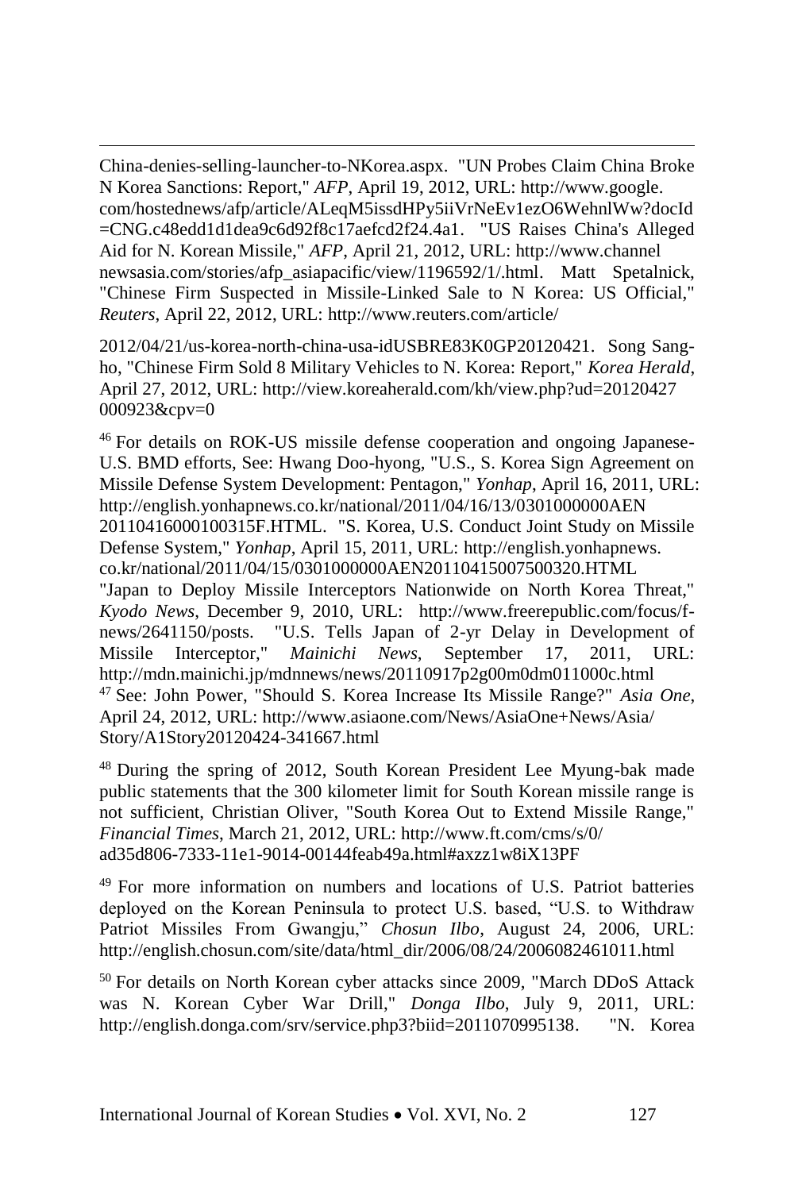China-denies-selling-launcher-to-NKorea.aspx. "UN Probes Claim China Broke N Korea Sanctions: Report," *AFP*, April 19, 2012, URL: http://www.google.com/hostednews/afp/article/ALeqM5issdHPy5iiVrNeEv1ezO6WehnlWw?docId=CNG.c48edd1d1dea9c6d92f8c17aefcd2f24.4a1. "US Raises China's Alleged Aid for N. Korean Missile," *AFP*, April 21, 2012, URL: http://www.channelnewsasia.com/stories/afp_asiapacific/view/1196592/1/.html. Matt Spetalnick, "Chinese Firm Suspected in Missile-Linked Sale to N Korea: US Official," *Reuters*, April 22, 2012, URL: http://www.reuters.com/article/

2012/04/21/us-korea-north-china-usa-idUSBRE83K0GP20120421. Song Sang-ho, "Chinese Firm Sold 8 Military Vehicles to N. Korea: Report," *Korea Herald*, April 27, 2012, URL: http://view.koreaherald.com/kh/view.php?ud=20120427000923&cpv=0

[46] For details on ROK-US missile defense cooperation and ongoing Japanese-U.S. BMD efforts, See: Hwang Doo-hyong, "U.S., S. Korea Sign Agreement on Missile Defense System Development: Pentagon," *Yonhap*, April 16, 2011, URL: http://english.yonhapnews.co.kr/national/2011/04/16/13/0301000000AEN20110416000100315F.HTML. "S. Korea, U.S. Conduct Joint Study on Missile Defense System," *Yonhap*, April 15, 2011, URL: http://english.yonhapnews.co.kr/national/2011/04/15/0301000000AEN20110415007500320.HTML "Japan to Deploy Missile Interceptors Nationwide on North Korea Threat," *Kyodo News*, December 9, 2010, URL: http://www.freerepublic.com/focus/f-news/2641150/posts. "U.S. Tells Japan of 2-yr Delay in Development of Missile Interceptor," *Mainichi News*, September 17, 2011, URL: http://mdn.mainichi.jp/mdnnews/news/20110917p2g00m0dm011000c.html

[47] See: John Power, "Should S. Korea Increase Its Missile Range?" *Asia One*, April 24, 2012, URL: http://www.asiaone.com/News/AsiaOne+News/Asia/Story/A1Story20120424-341667.html

[48] During the spring of 2012, South Korean President Lee Myung-bak made public statements that the 300 kilometer limit for South Korean missile range is not sufficient, Christian Oliver, "South Korea Out to Extend Missile Range," *Financial Times*, March 21, 2012, URL: http://www.ft.com/cms/s/0/ad35d806-7333-11e1-9014-00144feab49a.html#axzz1w8iX13PF

[49] For more information on numbers and locations of U.S. Patriot batteries deployed on the Korean Peninsula to protect U.S. based, "U.S. to Withdraw Patriot Missiles From Gwangju," *Chosun Ilbo*, August 24, 2006, URL: http://english.chosun.com/site/data/html_dir/2006/08/24/2006082461011.html

[50] For details on North Korean cyber attacks since 2009, "March DDoS Attack was N. Korean Cyber War Drill," *Donga Ilbo*, July 9, 2011, URL: http://english.donga.com/srv/service.php3?biid=2011070995138. "N. Korea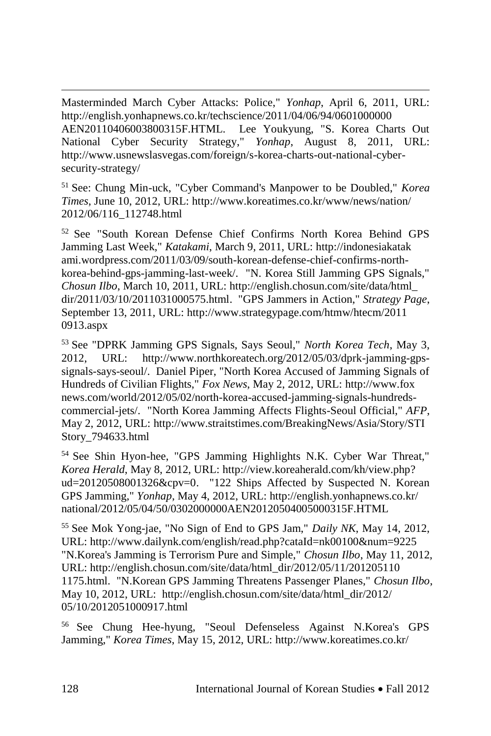Masterminded March Cyber Attacks: Police," *Yonhap*, April 6, 2011, URL: http://english.yonhapnews.co.kr/techscience/2011/04/06/94/0601000000 AEN20110406003800315F.HTML. Lee Youkyung, "S. Korea Charts Out National Cyber Security Strategy," *Yonhap*, August 8, 2011, URL: http://www.usnewslasvegas.com/foreign/s-korea-charts-out-national-cyber-security-strategy/

[51] See: Chung Min-uck, "Cyber Command's Manpower to be Doubled," *Korea Times*, June 10, 2012, URL: http://www.koreatimes.co.kr/www/news/nation/ 2012/06/116_112748.html

[52] See "South Korean Defense Chief Confirms North Korea Behind GPS Jamming Last Week," *Katakami*, March 9, 2011, URL: http://indonesiakatak ami.wordpress.com/2011/03/09/south-korean-defense-chief-confirms-north-korea-behind-gps-jamming-last-week/. "N. Korea Still Jamming GPS Signals," *Chosun Ilbo*, March 10, 2011, URL: http://english.chosun.com/site/data/html_ dir/2011/03/10/2011031000575.html. "GPS Jammers in Action," *Strategy Page*, September 13, 2011, URL: http://www.strategypage.com/htmw/htecm/2011 0913.aspx

[53] See "DPRK Jamming GPS Signals, Says Seoul," *North Korea Tech*, May 3, 2012, URL: http://www.northkoreatech.org/2012/05/03/dprk-jamming-gps-signals-says-seoul/. Daniel Piper, "North Korea Accused of Jamming Signals of Hundreds of Civilian Flights," *Fox News*, May 2, 2012, URL: http://www.fox news.com/world/2012/05/02/north-korea-accused-jamming-signals-hundreds-commercial-jets/. "North Korea Jamming Affects Flights-Seoul Official," *AFP*, May 2, 2012, URL: http://www.straitstimes.com/BreakingNews/Asia/Story/STI Story_794633.html

[54] See Shin Hyon-hee, "GPS Jamming Highlights N.K. Cyber War Threat," *Korea Herald*, May 8, 2012, URL: http://view.koreaherald.com/kh/view.php? ud=20120508001326&cpv=0. "122 Ships Affected by Suspected N. Korean GPS Jamming," *Yonhap*, May 4, 2012, URL: http://english.yonhapnews.co.kr/ national/2012/05/04/50/0302000000AEN20120504005000315F.HTML

[55] See Mok Yong-jae, "No Sign of End to GPS Jam," *Daily NK*, May 14, 2012, URL: http://www.dailynk.com/english/read.php?cataId=nk00100&num=9225 "N.Korea's Jamming is Terrorism Pure and Simple," *Chosun Ilbo*, May 11, 2012, URL: http://english.chosun.com/site/data/html_dir/2012/05/11/201205110 1175.html. "N.Korean GPS Jamming Threatens Passenger Planes," *Chosun Ilbo*, May 10, 2012, URL: http://english.chosun.com/site/data/html_dir/2012/ 05/10/2012051000917.html

[56] See Chung Hee-hyung, "Seoul Defenseless Against N.Korea's GPS Jamming," *Korea Times*, May 15, 2012, URL: http://www.koreatimes.co.kr/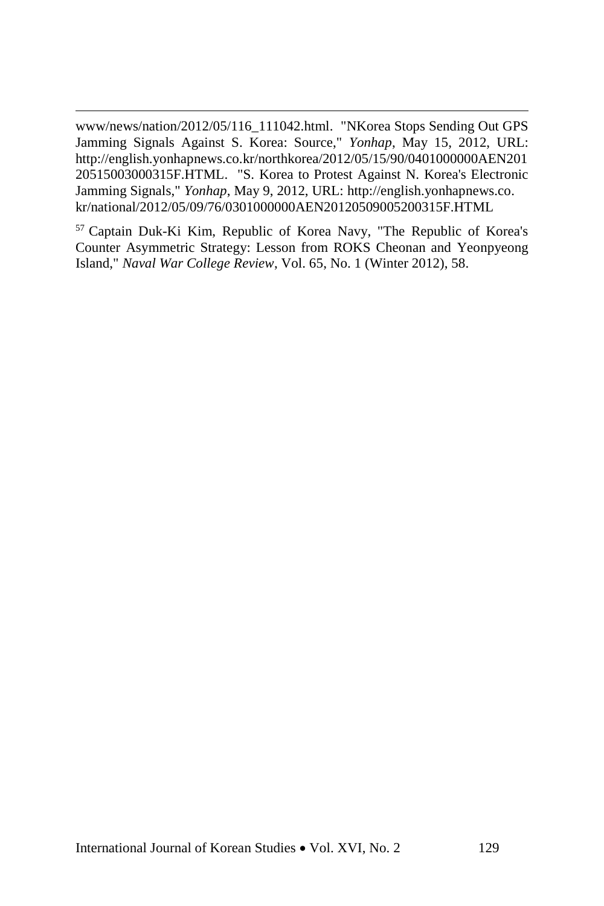www/news/nation/2012/05/116_111042.html. "NKorea Stops Sending Out GPS Jamming Signals Against S. Korea: Source," *Yonhap*, May 15, 2012, URL: http://english.yonhapnews.co.kr/northkorea/2012/05/15/90/0401000000AEN20120515003000315F.HTML. "S. Korea to Protest Against N. Korea's Electronic Jamming Signals," *Yonhap*, May 9, 2012, URL: http://english.yonhapnews.co.kr/national/2012/05/09/76/0301000000AEN20120509005200315F.HTML

[57] Captain Duk-Ki Kim, Republic of Korea Navy, "The Republic of Korea's Counter Asymmetric Strategy: Lesson from ROKS Cheonan and Yeonpyeong Island," *Naval War College Review*, Vol. 65, No. 1 (Winter 2012), 58.